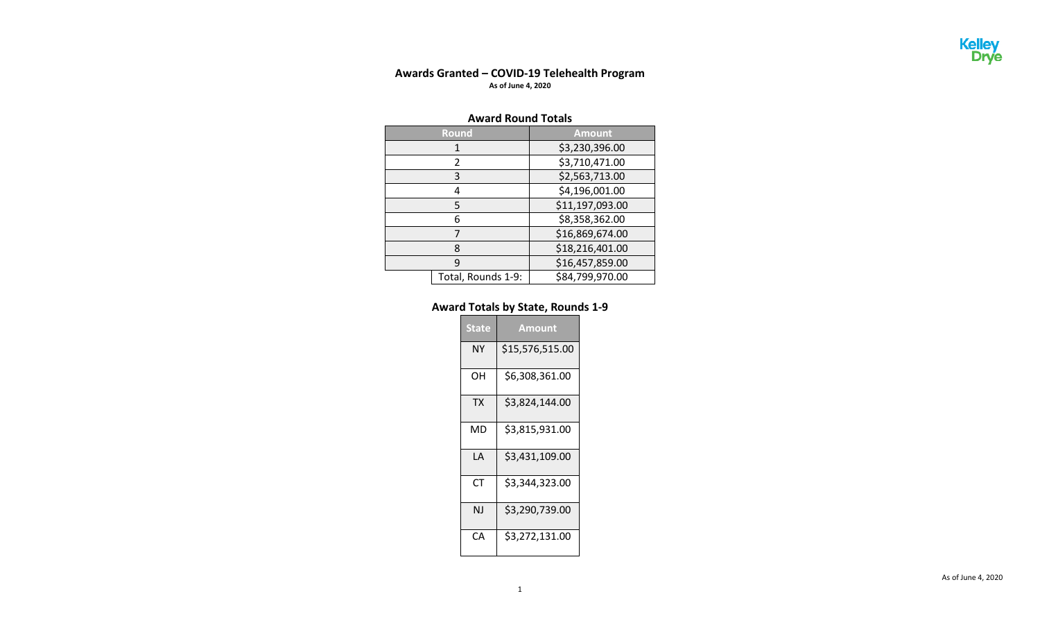# Awards Granted – COVID-19 Telehealth Program

**As of June 4, 2020**

## Award Round Totals

| Round | Amount |
|---|---|
| 1 | $3,230,396.00 |
| 2 | $3,710,471.00 |
| 3 | $2,563,713.00 |
| 4 | $4,196,001.00 |
| 5 | $11,197,093.00 |
| 6 | $8,358,362.00 |
| 7 | $16,869,674.00 |
| 8 | $18,216,401.00 |
| 9 | $16,457,859.00 |
| Total, Rounds 1-9: | $84,799,970.00 |

## Award Totals by State, Rounds 1-9

| State | Amount |
|---|---|
| NY | $15,576,515.00 |
| OH | $6,308,361.00 |
| TX | $3,824,144.00 |
| MD | $3,815,931.00 |
| LA | $3,431,109.00 |
| CT | $3,344,323.00 |
| NJ | $3,290,739.00 |
| CA | $3,272,131.00 |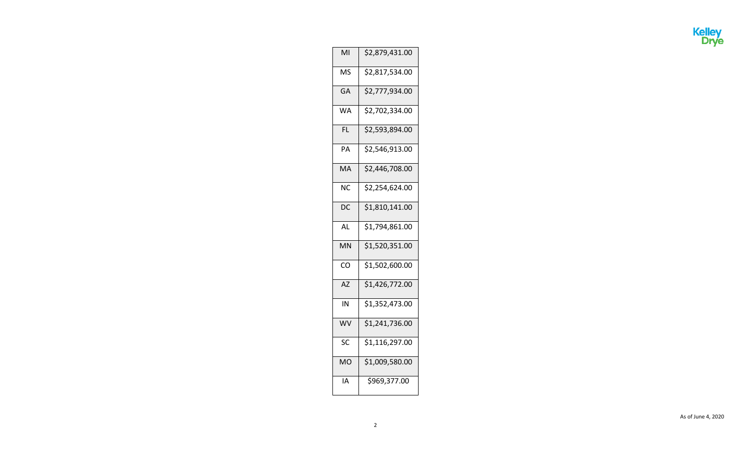| | |
|---|---|
| MI | $2,879,431.00 |
| MS | $2,817,534.00 |
| GA | $2,777,934.00 |
| WA | $2,702,334.00 |
| FL | $2,593,894.00 |
| PA | $2,546,913.00 |
| MA | $2,446,708.00 |
| NC | $2,254,624.00 |
| DC | $1,810,141.00 |
| AL | $1,794,861.00 |
| MN | $1,520,351.00 |
| CO | $1,502,600.00 |
| AZ | $1,426,772.00 |
| IN | $1,352,473.00 |
| WV | $1,241,736.00 |
| SC | $1,116,297.00 |
| MO | $1,009,580.00 |
| IA | $969,377.00 |

As of June 4, 2020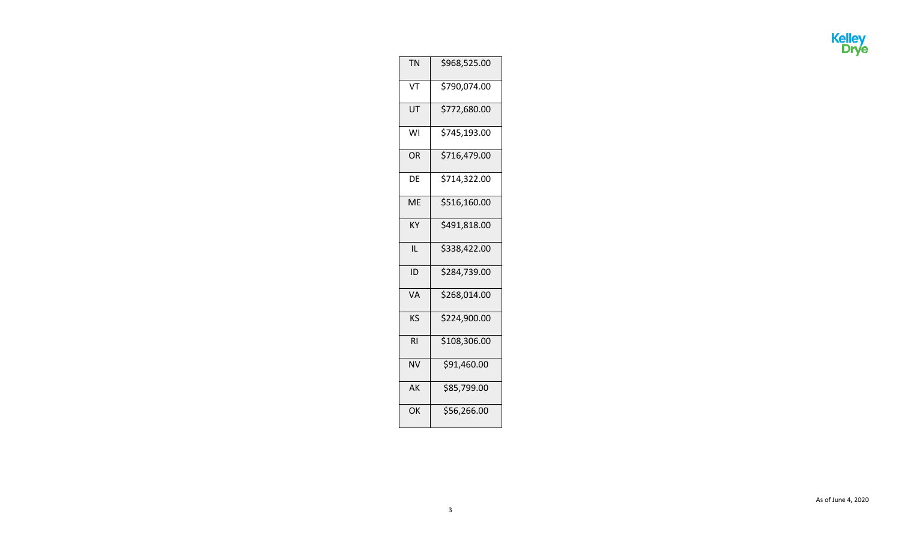| | |
|---|---|
| TN | $968,525.00 |
| VT | $790,074.00 |
| UT | $772,680.00 |
| WI | $745,193.00 |
| OR | $716,479.00 |
| DE | $714,322.00 |
| ME | $516,160.00 |
| KY | $491,818.00 |
| IL | $338,422.00 |
| ID | $284,739.00 |
| VA | $268,014.00 |
| KS | $224,900.00 |
| RI | $108,306.00 |
| NV | $91,460.00 |
| AK | $85,799.00 |
| OK | $56,266.00 |

As of June 4, 2020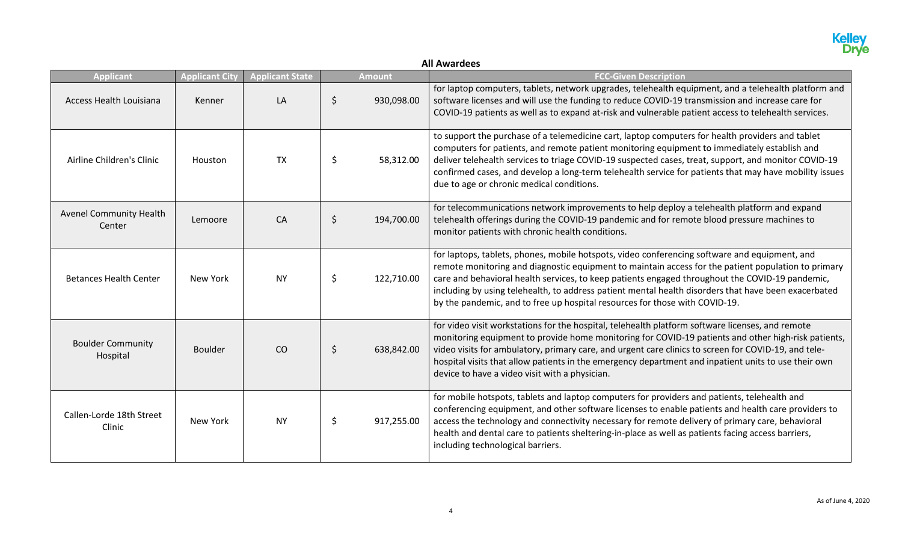**All Awardees**

| Applicant | Applicant City | Applicant State | Amount | FCC-Given Description |
|---|---|---|---|---|
| Access Health Louisiana | Kenner | LA | $ 930,098.00 | for laptop computers, tablets, network upgrades, telehealth equipment, and a telehealth platform and software licenses and will use the funding to reduce COVID-19 transmission and increase care for COVID-19 patients as well as to expand at-risk and vulnerable patient access to telehealth services. |
| Airline Children's Clinic | Houston | TX | $ 58,312.00 | to support the purchase of a telemedicine cart, laptop computers for health providers and tablet computers for patients, and remote patient monitoring equipment to immediately establish and deliver telehealth services to triage COVID-19 suspected cases, treat, support, and monitor COVID-19 confirmed cases, and develop a long-term telehealth service for patients that may have mobility issues due to age or chronic medical conditions. |
| Avenel Community Health Center | Lemoore | CA | $ 194,700.00 | for telecommunications network improvements to help deploy a telehealth platform and expand telehealth offerings during the COVID-19 pandemic and for remote blood pressure machines to monitor patients with chronic health conditions. |
| Betances Health Center | New York | NY | $ 122,710.00 | for laptops, tablets, phones, mobile hotspots, video conferencing software and equipment, and remote monitoring and diagnostic equipment to maintain access for the patient population to primary care and behavioral health services, to keep patients engaged throughout the COVID-19 pandemic, including by using telehealth, to address patient mental health disorders that have been exacerbated by the pandemic, and to free up hospital resources for those with COVID-19. |
| Boulder Community Hospital | Boulder | CO | $ 638,842.00 | for video visit workstations for the hospital, telehealth platform software licenses, and remote monitoring equipment to provide home monitoring for COVID-19 patients and other high-risk patients, video visits for ambulatory, primary care, and urgent care clinics to screen for COVID-19, and tele-hospital visits that allow patients in the emergency department and inpatient units to use their own device to have a video visit with a physician. |
| Callen-Lorde 18th Street Clinic | New York | NY | $ 917,255.00 | for mobile hotspots, tablets and laptop computers for providers and patients, telehealth and conferencing equipment, and other software licenses to enable patients and health care providers to access the technology and connectivity necessary for remote delivery of primary care, behavioral health and dental care to patients sheltering-in-place as well as patients facing access barriers, including technological barriers. |

As of June 4, 2020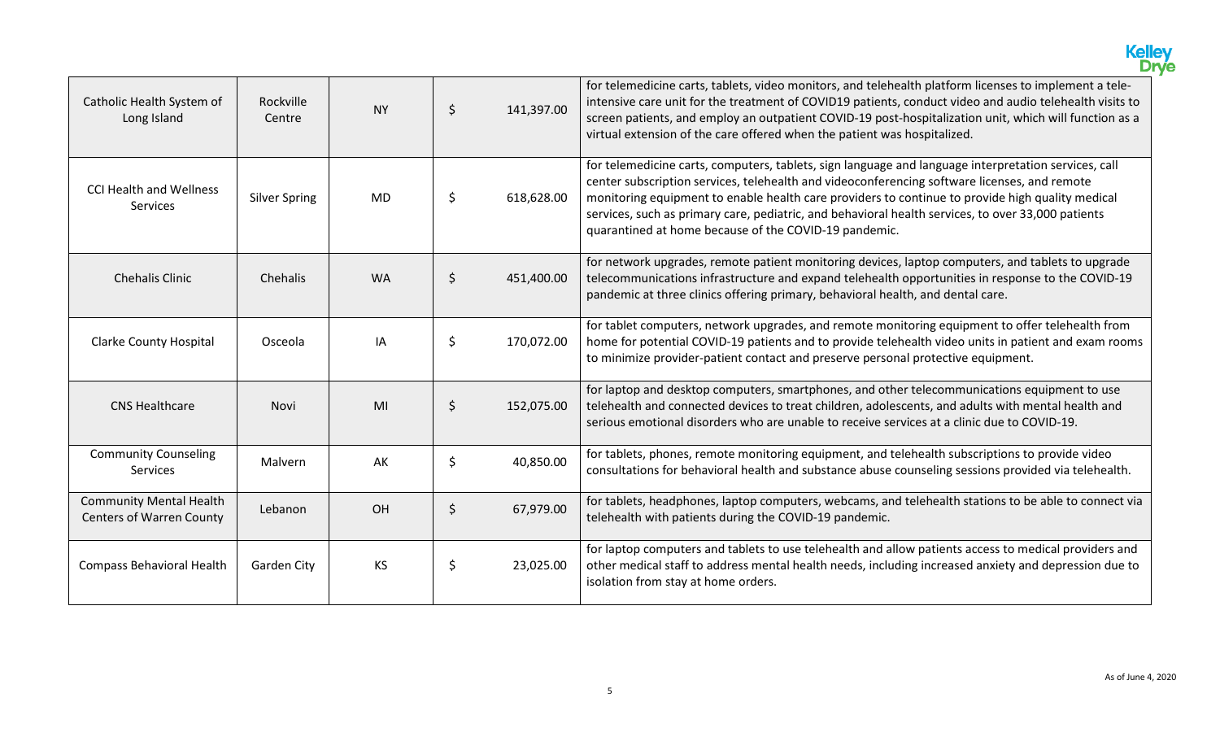| | | | | |
|---|---|---|---|---|
| Catholic Health System of Long Island | Rockville Centre | NY | $ 141,397.00 | for telemedicine carts, tablets, video monitors, and telehealth platform licenses to implement a tele-intensive care unit for the treatment of COVID19 patients, conduct video and audio telehealth visits to screen patients, and employ an outpatient COVID-19 post-hospitalization unit, which will function as a virtual extension of the care offered when the patient was hospitalized. |
| CCI Health and Wellness Services | Silver Spring | MD | $ 618,628.00 | for telemedicine carts, computers, tablets, sign language and language interpretation services, call center subscription services, telehealth and videoconferencing software licenses, and remote monitoring equipment to enable health care providers to continue to provide high quality medical services, such as primary care, pediatric, and behavioral health services, to over 33,000 patients quarantined at home because of the COVID-19 pandemic. |
| Chehalis Clinic | Chehalis | WA | $ 451,400.00 | for network upgrades, remote patient monitoring devices, laptop computers, and tablets to upgrade telecommunications infrastructure and expand telehealth opportunities in response to the COVID-19 pandemic at three clinics offering primary, behavioral health, and dental care. |
| Clarke County Hospital | Osceola | IA | $ 170,072.00 | for tablet computers, network upgrades, and remote monitoring equipment to offer telehealth from home for potential COVID-19 patients and to provide telehealth video units in patient and exam rooms to minimize provider-patient contact and preserve personal protective equipment. |
| CNS Healthcare | Novi | MI | $ 152,075.00 | for laptop and desktop computers, smartphones, and other telecommunications equipment to use telehealth and connected devices to treat children, adolescents, and adults with mental health and serious emotional disorders who are unable to receive services at a clinic due to COVID-19. |
| Community Counseling Services | Malvern | AK | $ 40,850.00 | for tablets, phones, remote monitoring equipment, and telehealth subscriptions to provide video consultations for behavioral health and substance abuse counseling sessions provided via telehealth. |
| Community Mental Health Centers of Warren County | Lebanon | OH | $ 67,979.00 | for tablets, headphones, laptop computers, webcams, and telehealth stations to be able to connect via telehealth with patients during the COVID-19 pandemic. |
| Compass Behavioral Health | Garden City | KS | $ 23,025.00 | for laptop computers and tablets to use telehealth and allow patients access to medical providers and other medical staff to address mental health needs, including increased anxiety and depression due to isolation from stay at home orders. |

As of June 4, 2020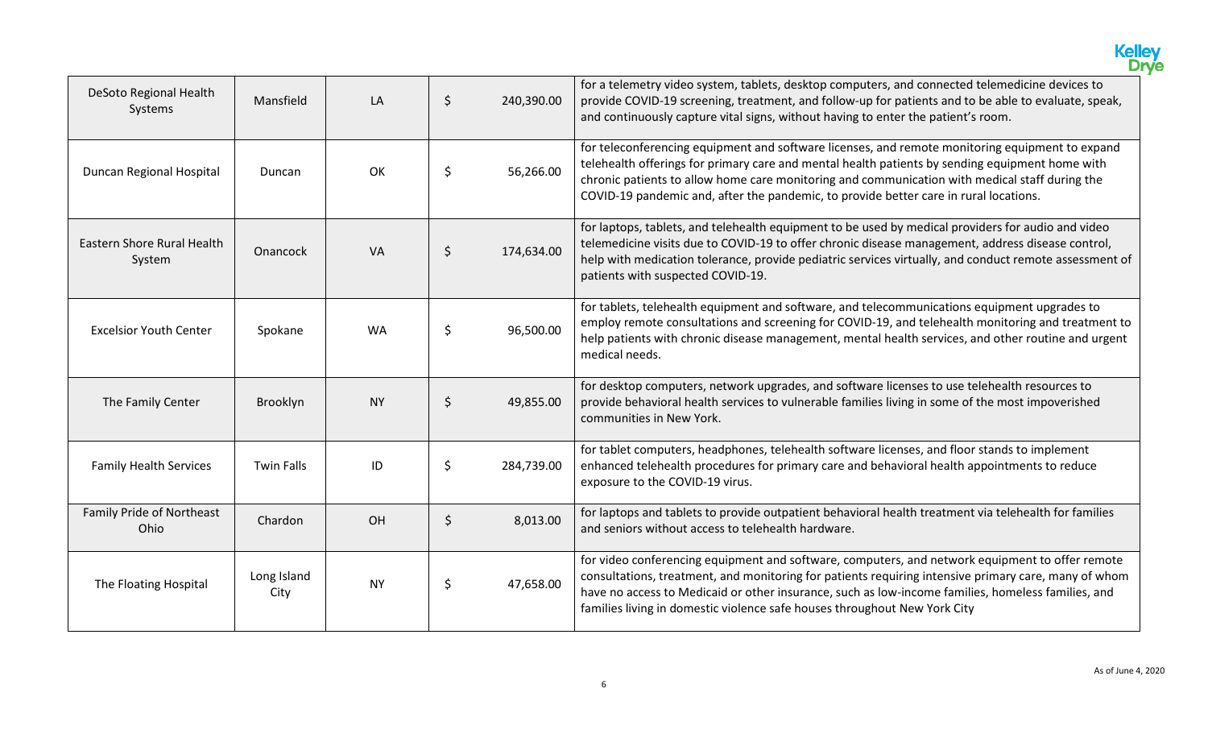| | | | | |
|---|---|---|---|---|
| DeSoto Regional Health Systems | Mansfield | LA | $ 240,390.00 | for a telemetry video system, tablets, desktop computers, and connected telemedicine devices to provide COVID-19 screening, treatment, and follow-up for patients and to be able to evaluate, speak, and continuously capture vital signs, without having to enter the patient's room. |
| Duncan Regional Hospital | Duncan | OK | $ 56,266.00 | for teleconferencing equipment and software licenses, and remote monitoring equipment to expand telehealth offerings for primary care and mental health patients by sending equipment home with chronic patients to allow home care monitoring and communication with medical staff during the COVID-19 pandemic and, after the pandemic, to provide better care in rural locations. |
| Eastern Shore Rural Health System | Onancock | VA | $ 174,634.00 | for laptops, tablets, and telehealth equipment to be used by medical providers for audio and video telemedicine visits due to COVID-19 to offer chronic disease management, address disease control, help with medication tolerance, provide pediatric services virtually, and conduct remote assessment of patients with suspected COVID-19. |
| Excelsior Youth Center | Spokane | WA | $ 96,500.00 | for tablets, telehealth equipment and software, and telecommunications equipment upgrades to employ remote consultations and screening for COVID-19, and telehealth monitoring and treatment to help patients with chronic disease management, mental health services, and other routine and urgent medical needs. |
| The Family Center | Brooklyn | NY | $ 49,855.00 | for desktop computers, network upgrades, and software licenses to use telehealth resources to provide behavioral health services to vulnerable families living in some of the most impoverished communities in New York. |
| Family Health Services | Twin Falls | ID | $ 284,739.00 | for tablet computers, headphones, telehealth software licenses, and floor stands to implement enhanced telehealth procedures for primary care and behavioral health appointments to reduce exposure to the COVID-19 virus. |
| Family Pride of Northeast Ohio | Chardon | OH | $ 8,013.00 | for laptops and tablets to provide outpatient behavioral health treatment via telehealth for families and seniors without access to telehealth hardware. |
| The Floating Hospital | Long Island City | NY | $ 47,658.00 | for video conferencing equipment and software, computers, and network equipment to offer remote consultations, treatment, and monitoring for patients requiring intensive primary care, many of whom have no access to Medicaid or other insurance, such as low-income families, homeless families, and families living in domestic violence safe houses throughout New York City |

As of June 4, 2020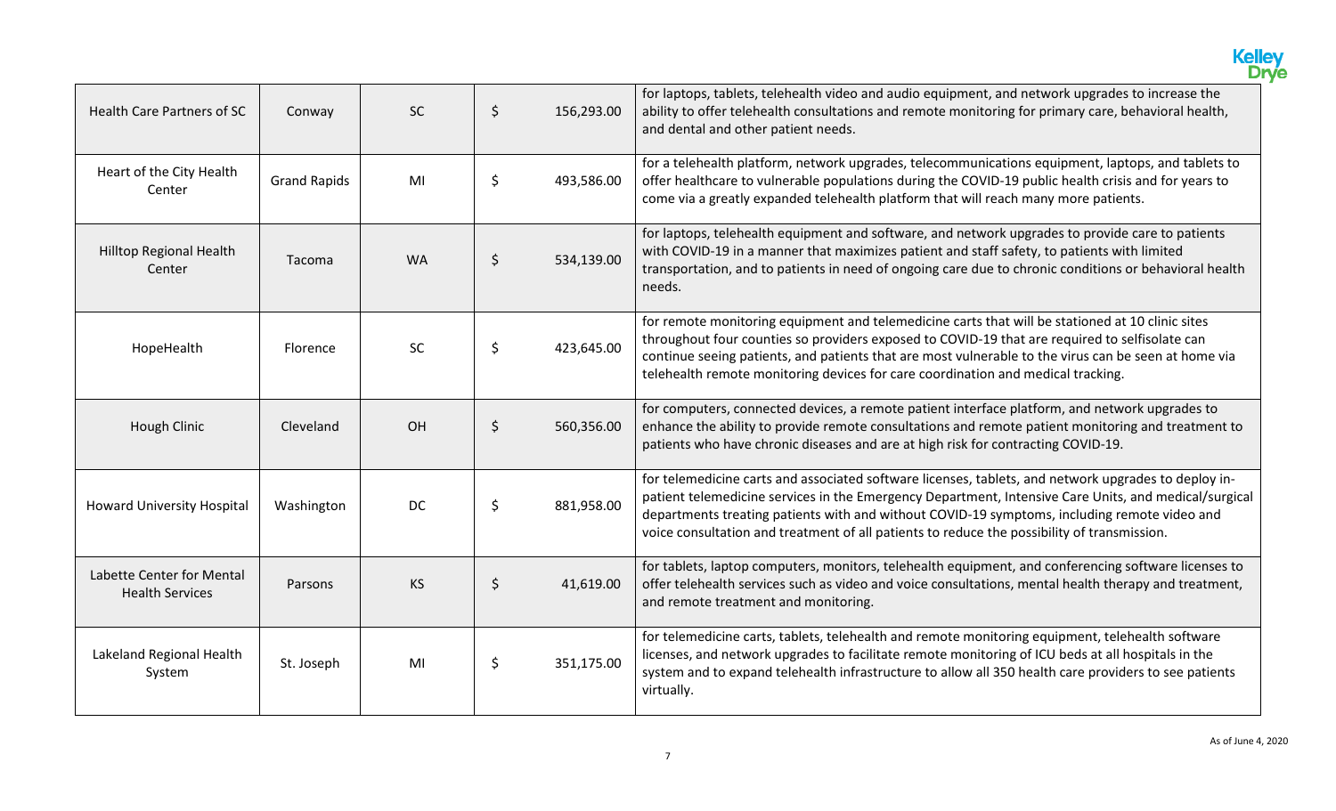| | | | | |
|---|---|---|---|---|
| Health Care Partners of SC | Conway | SC | $ 156,293.00 | for laptops, tablets, telehealth video and audio equipment, and network upgrades to increase the ability to offer telehealth consultations and remote monitoring for primary care, behavioral health, and dental and other patient needs. |
| Heart of the City Health Center | Grand Rapids | MI | $ 493,586.00 | for a telehealth platform, network upgrades, telecommunications equipment, laptops, and tablets to offer healthcare to vulnerable populations during the COVID-19 public health crisis and for years to come via a greatly expanded telehealth platform that will reach many more patients. |
| Hilltop Regional Health Center | Tacoma | WA | $ 534,139.00 | for laptops, telehealth equipment and software, and network upgrades to provide care to patients with COVID-19 in a manner that maximizes patient and staff safety, to patients with limited transportation, and to patients in need of ongoing care due to chronic conditions or behavioral health needs. |
| HopeHealth | Florence | SC | $ 423,645.00 | for remote monitoring equipment and telemedicine carts that will be stationed at 10 clinic sites throughout four counties so providers exposed to COVID-19 that are required to selfisolate can continue seeing patients, and patients that are most vulnerable to the virus can be seen at home via telehealth remote monitoring devices for care coordination and medical tracking. |
| Hough Clinic | Cleveland | OH | $ 560,356.00 | for computers, connected devices, a remote patient interface platform, and network upgrades to enhance the ability to provide remote consultations and remote patient monitoring and treatment to patients who have chronic diseases and are at high risk for contracting COVID-19. |
| Howard University Hospital | Washington | DC | $ 881,958.00 | for telemedicine carts and associated software licenses, tablets, and network upgrades to deploy in-patient telemedicine services in the Emergency Department, Intensive Care Units, and medical/surgical departments treating patients with and without COVID-19 symptoms, including remote video and voice consultation and treatment of all patients to reduce the possibility of transmission. |
| Labette Center for Mental Health Services | Parsons | KS | $ 41,619.00 | for tablets, laptop computers, monitors, telehealth equipment, and conferencing software licenses to offer telehealth services such as video and voice consultations, mental health therapy and treatment, and remote treatment and monitoring. |
| Lakeland Regional Health System | St. Joseph | MI | $ 351,175.00 | for telemedicine carts, tablets, telehealth and remote monitoring equipment, telehealth software licenses, and network upgrades to facilitate remote monitoring of ICU beds at all hospitals in the system and to expand telehealth infrastructure to allow all 350 health care providers to see patients virtually. |

As of June 4, 2020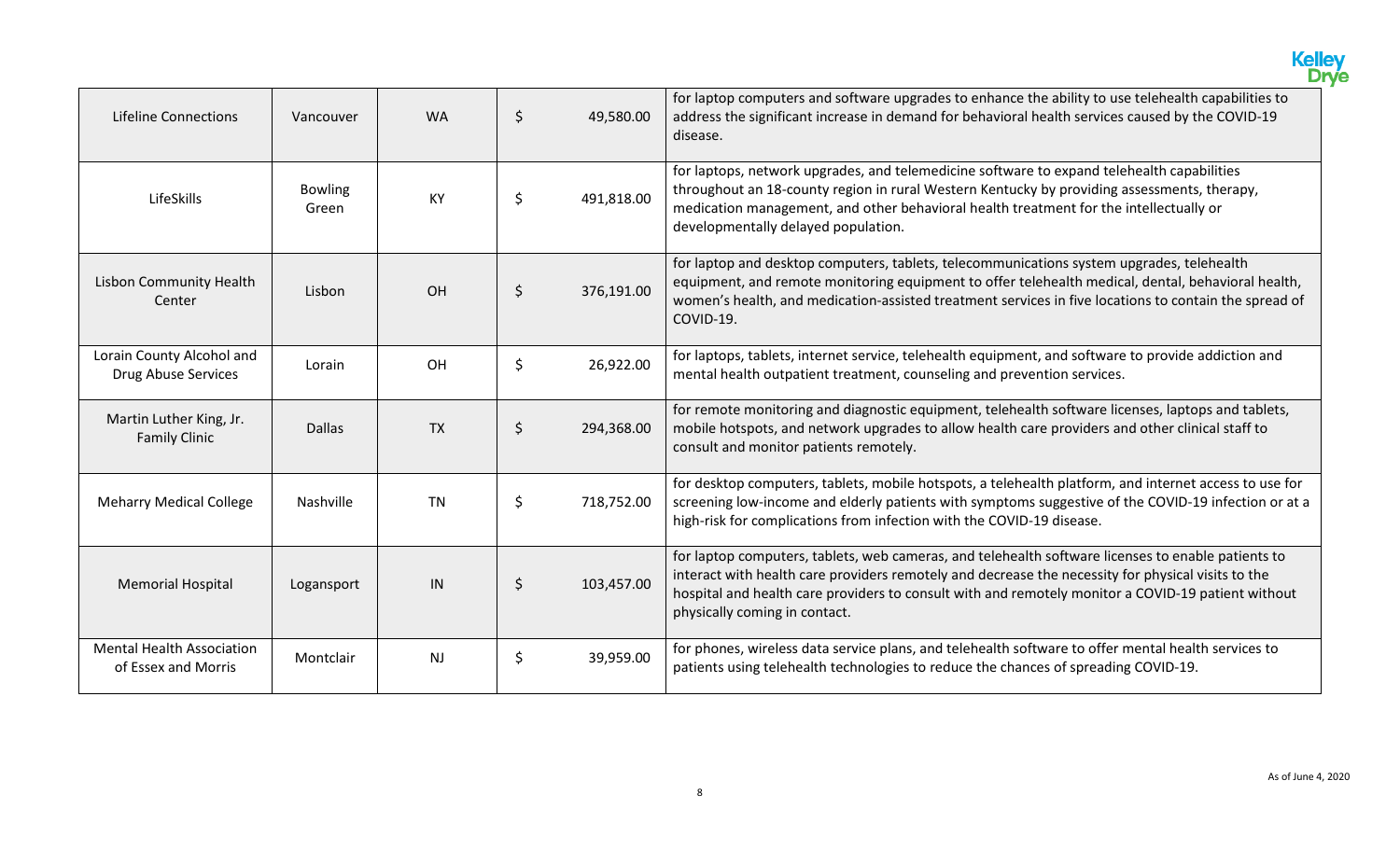| | | | | |
|---|---|---|---|---|
| Lifeline Connections | Vancouver | WA | $ 49,580.00 | for laptop computers and software upgrades to enhance the ability to use telehealth capabilities to address the significant increase in demand for behavioral health services caused by the COVID-19 disease. |
| LifeSkills | Bowling Green | KY | $ 491,818.00 | for laptops, network upgrades, and telemedicine software to expand telehealth capabilities throughout an 18-county region in rural Western Kentucky by providing assessments, therapy, medication management, and other behavioral health treatment for the intellectually or developmentally delayed population. |
| Lisbon Community Health Center | Lisbon | OH | $ 376,191.00 | for laptop and desktop computers, tablets, telecommunications system upgrades, telehealth equipment, and remote monitoring equipment to offer telehealth medical, dental, behavioral health, women's health, and medication-assisted treatment services in five locations to contain the spread of COVID-19. |
| Lorain County Alcohol and Drug Abuse Services | Lorain | OH | $ 26,922.00 | for laptops, tablets, internet service, telehealth equipment, and software to provide addiction and mental health outpatient treatment, counseling and prevention services. |
| Martin Luther King, Jr. Family Clinic | Dallas | TX | $ 294,368.00 | for remote monitoring and diagnostic equipment, telehealth software licenses, laptops and tablets, mobile hotspots, and network upgrades to allow health care providers and other clinical staff to consult and monitor patients remotely. |
| Meharry Medical College | Nashville | TN | $ 718,752.00 | for desktop computers, tablets, mobile hotspots, a telehealth platform, and internet access to use for screening low-income and elderly patients with symptoms suggestive of the COVID-19 infection or at a high-risk for complications from infection with the COVID-19 disease. |
| Memorial Hospital | Logansport | IN | $ 103,457.00 | for laptop computers, tablets, web cameras, and telehealth software licenses to enable patients to interact with health care providers remotely and decrease the necessity for physical visits to the hospital and health care providers to consult with and remotely monitor a COVID-19 patient without physically coming in contact. |
| Mental Health Association of Essex and Morris | Montclair | NJ | $ 39,959.00 | for phones, wireless data service plans, and telehealth software to offer mental health services to patients using telehealth technologies to reduce the chances of spreading COVID-19. |

As of June 4, 2020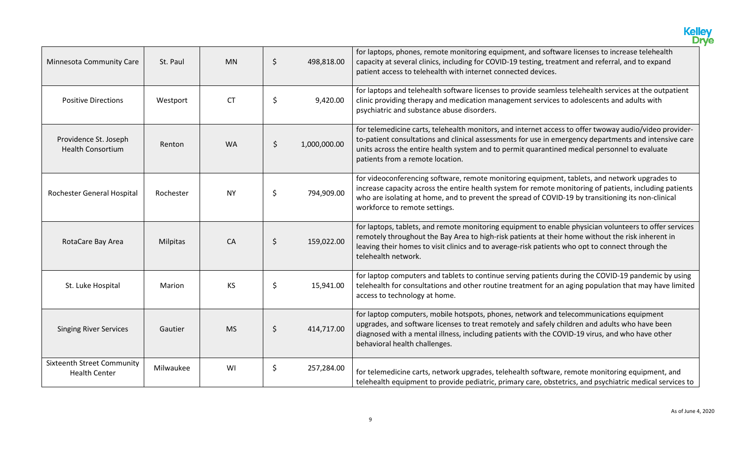| | | | | |
|---|---|---|---|---|
| Minnesota Community Care | St. Paul | MN | $ 498,818.00 | for laptops, phones, remote monitoring equipment, and software licenses to increase telehealth capacity at several clinics, including for COVID-19 testing, treatment and referral, and to expand patient access to telehealth with internet connected devices. |
| Positive Directions | Westport | CT | $ 9,420.00 | for laptops and telehealth software licenses to provide seamless telehealth services at the outpatient clinic providing therapy and medication management services to adolescents and adults with psychiatric and substance abuse disorders. |
| Providence St. Joseph Health Consortium | Renton | WA | $ 1,000,000.00 | for telemedicine carts, telehealth monitors, and internet access to offer twoway audio/video provider-to-patient consultations and clinical assessments for use in emergency departments and intensive care units across the entire health system and to permit quarantined medical personnel to evaluate patients from a remote location. |
| Rochester General Hospital | Rochester | NY | $ 794,909.00 | for videoconferencing software, remote monitoring equipment, tablets, and network upgrades to increase capacity across the entire health system for remote monitoring of patients, including patients who are isolating at home, and to prevent the spread of COVID-19 by transitioning its non-clinical workforce to remote settings. |
| RotaCare Bay Area | Milpitas | CA | $ 159,022.00 | for laptops, tablets, and remote monitoring equipment to enable physician volunteers to offer services remotely throughout the Bay Area to high-risk patients at their home without the risk inherent in leaving their homes to visit clinics and to average-risk patients who opt to connect through the telehealth network. |
| St. Luke Hospital | Marion | KS | $ 15,941.00 | for laptop computers and tablets to continue serving patients during the COVID-19 pandemic by using telehealth for consultations and other routine treatment for an aging population that may have limited access to technology at home. |
| Singing River Services | Gautier | MS | $ 414,717.00 | for laptop computers, mobile hotspots, phones, network and telecommunications equipment upgrades, and software licenses to treat remotely and safely children and adults who have been diagnosed with a mental illness, including patients with the COVID-19 virus, and who have other behavioral health challenges. |
| Sixteenth Street Community Health Center | Milwaukee | WI | $ 257,284.00 | for telemedicine carts, network upgrades, telehealth software, remote monitoring equipment, and telehealth equipment to provide pediatric, primary care, obstetrics, and psychiatric medical services to |

As of June 4, 2020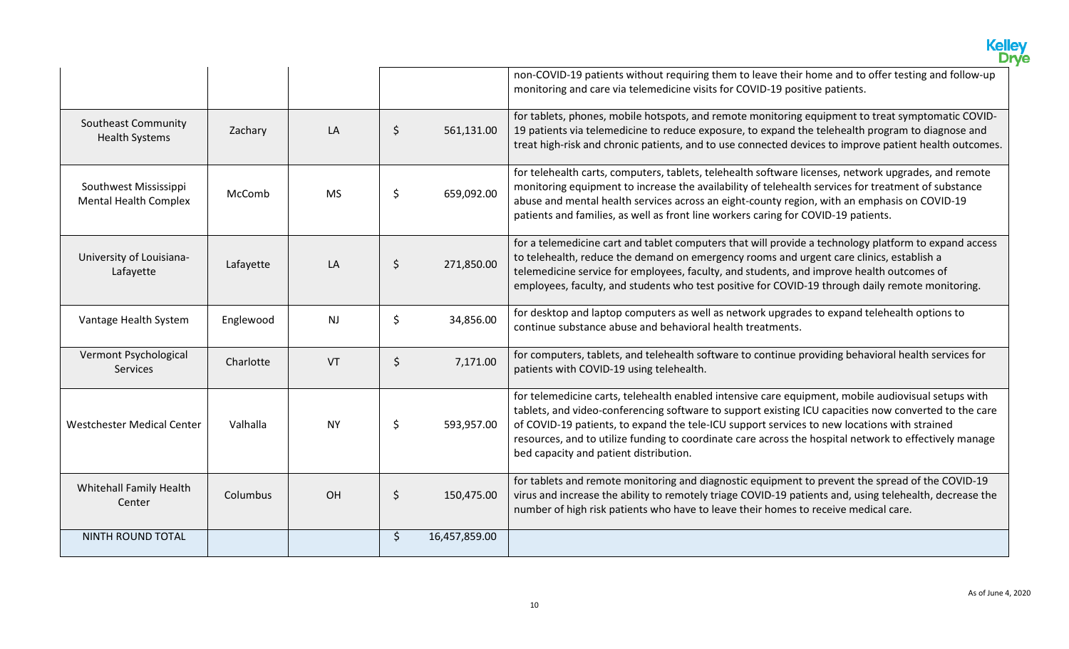| | | | | |
|---|---|---|---|---|
| | | | | non-COVID-19 patients without requiring them to leave their home and to offer testing and follow-up monitoring and care via telemedicine visits for COVID-19 positive patients. |
| Southeast Community Health Systems | Zachary | LA | $ 561,131.00 | for tablets, phones, mobile hotspots, and remote monitoring equipment to treat symptomatic COVID-19 patients via telemedicine to reduce exposure, to expand the telehealth program to diagnose and treat high-risk and chronic patients, and to use connected devices to improve patient health outcomes. |
| Southwest Mississippi Mental Health Complex | McComb | MS | $ 659,092.00 | for telehealth carts, computers, tablets, telehealth software licenses, network upgrades, and remote monitoring equipment to increase the availability of telehealth services for treatment of substance abuse and mental health services across an eight-county region, with an emphasis on COVID-19 patients and families, as well as front line workers caring for COVID-19 patients. |
| University of Louisiana-Lafayette | Lafayette | LA | $ 271,850.00 | for a telemedicine cart and tablet computers that will provide a technology platform to expand access to telehealth, reduce the demand on emergency rooms and urgent care clinics, establish a telemedicine service for employees, faculty, and students, and improve health outcomes of employees, faculty, and students who test positive for COVID-19 through daily remote monitoring. |
| Vantage Health System | Englewood | NJ | $ 34,856.00 | for desktop and laptop computers as well as network upgrades to expand telehealth options to continue substance abuse and behavioral health treatments. |
| Vermont Psychological Services | Charlotte | VT | $ 7,171.00 | for computers, tablets, and telehealth software to continue providing behavioral health services for patients with COVID-19 using telehealth. |
| Westchester Medical Center | Valhalla | NY | $ 593,957.00 | for telemedicine carts, telehealth enabled intensive care equipment, mobile audiovisual setups with tablets, and video-conferencing software to support existing ICU capacities now converted to the care of COVID-19 patients, to expand the tele-ICU support services to new locations with strained resources, and to utilize funding to coordinate care across the hospital network to effectively manage bed capacity and patient distribution. |
| Whitehall Family Health Center | Columbus | OH | $ 150,475.00 | for tablets and remote monitoring and diagnostic equipment to prevent the spread of the COVID-19 virus and increase the ability to remotely triage COVID-19 patients and, using telehealth, decrease the number of high risk patients who have to leave their homes to receive medical care. |
| NINTH ROUND TOTAL | | | $ 16,457,859.00 | |

As of June 4, 2020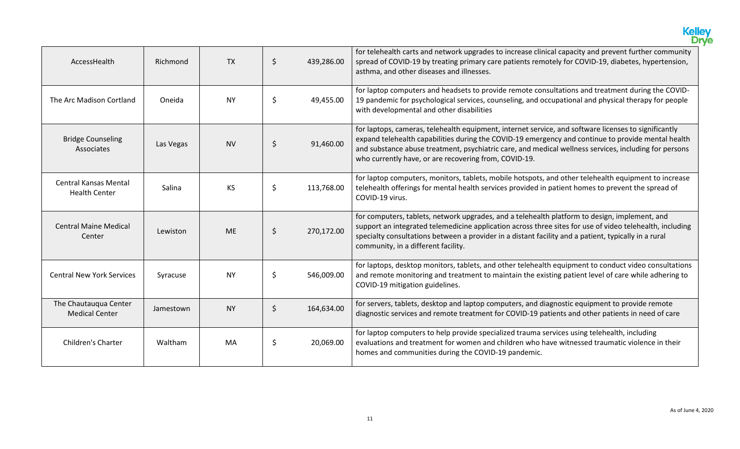| | | | | |
|---|---|---|---|---|
| AccessHealth | Richmond | TX | $ 439,286.00 | for telehealth carts and network upgrades to increase clinical capacity and prevent further community spread of COVID-19 by treating primary care patients remotely for COVID-19, diabetes, hypertension, asthma, and other diseases and illnesses. |
| The Arc Madison Cortland | Oneida | NY | $ 49,455.00 | for laptop computers and headsets to provide remote consultations and treatment during the COVID-19 pandemic for psychological services, counseling, and occupational and physical therapy for people with developmental and other disabilities |
| Bridge Counseling Associates | Las Vegas | NV | $ 91,460.00 | for laptops, cameras, telehealth equipment, internet service, and software licenses to significantly expand telehealth capabilities during the COVID-19 emergency and continue to provide mental health and substance abuse treatment, psychiatric care, and medical wellness services, including for persons who currently have, or are recovering from, COVID-19. |
| Central Kansas Mental Health Center | Salina | KS | $ 113,768.00 | for laptop computers, monitors, tablets, mobile hotspots, and other telehealth equipment to increase telehealth offerings for mental health services provided in patient homes to prevent the spread of COVID-19 virus. |
| Central Maine Medical Center | Lewiston | ME | $ 270,172.00 | for computers, tablets, network upgrades, and a telehealth platform to design, implement, and support an integrated telemedicine application across three sites for use of video telehealth, including specialty consultations between a provider in a distant facility and a patient, typically in a rural community, in a different facility. |
| Central New York Services | Syracuse | NY | $ 546,009.00 | for laptops, desktop monitors, tablets, and other telehealth equipment to conduct video consultations and remote monitoring and treatment to maintain the existing patient level of care while adhering to COVID-19 mitigation guidelines. |
| The Chautauqua Center Medical Center | Jamestown | NY | $ 164,634.00 | for servers, tablets, desktop and laptop computers, and diagnostic equipment to provide remote diagnostic services and remote treatment for COVID-19 patients and other patients in need of care |
| Children's Charter | Waltham | MA | $ 20,069.00 | for laptop computers to help provide specialized trauma services using telehealth, including evaluations and treatment for women and children who have witnessed traumatic violence in their homes and communities during the COVID-19 pandemic. |

As of June 4, 2020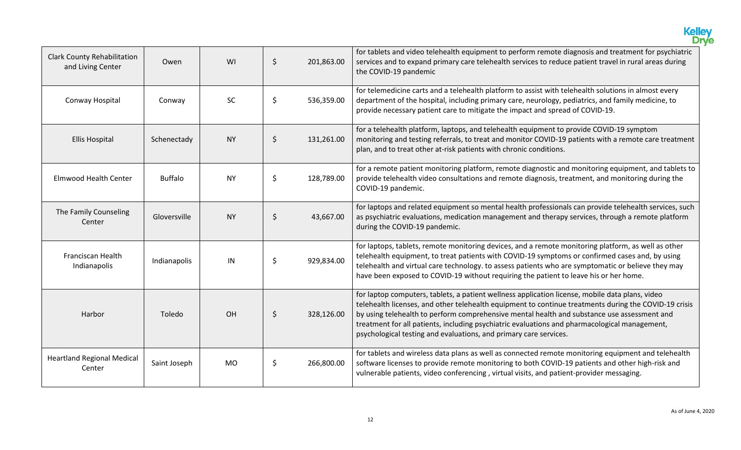| | | | | | |
|---|---|---|---|---|---|
| Clark County Rehabilitation and Living Center | Owen | WI | $ | 201,863.00 | for tablets and video telehealth equipment to perform remote diagnosis and treatment for psychiatric services and to expand primary care telehealth services to reduce patient travel in rural areas during the COVID-19 pandemic |
| Conway Hospital | Conway | SC | $ | 536,359.00 | for telemedicine carts and a telehealth platform to assist with telehealth solutions in almost every department of the hospital, including primary care, neurology, pediatrics, and family medicine, to provide necessary patient care to mitigate the impact and spread of COVID-19. |
| Ellis Hospital | Schenectady | NY | $ | 131,261.00 | for a telehealth platform, laptops, and telehealth equipment to provide COVID-19 symptom monitoring and testing referrals, to treat and monitor COVID-19 patients with a remote care treatment plan, and to treat other at-risk patients with chronic conditions. |
| Elmwood Health Center | Buffalo | NY | $ | 128,789.00 | for a remote patient monitoring platform, remote diagnostic and monitoring equipment, and tablets to provide telehealth video consultations and remote diagnosis, treatment, and monitoring during the COVID-19 pandemic. |
| The Family Counseling Center | Gloversville | NY | $ | 43,667.00 | for laptops and related equipment so mental health professionals can provide telehealth services, such as psychiatric evaluations, medication management and therapy services, through a remote platform during the COVID-19 pandemic. |
| Franciscan Health Indianapolis | Indianapolis | IN | $ | 929,834.00 | for laptops, tablets, remote monitoring devices, and a remote monitoring platform, as well as other telehealth equipment, to treat patients with COVID-19 symptoms or confirmed cases and, by using telehealth and virtual care technology. to assess patients who are symptomatic or believe they may have been exposed to COVID-19 without requiring the patient to leave his or her home. |
| Harbor | Toledo | OH | $ | 328,126.00 | for laptop computers, tablets, a patient wellness application license, mobile data plans, video telehealth licenses, and other telehealth equipment to continue treatments during the COVID-19 crisis by using telehealth to perform comprehensive mental health and substance use assessment and treatment for all patients, including psychiatric evaluations and pharmacological management, psychological testing and evaluations, and primary care services. |
| Heartland Regional Medical Center | Saint Joseph | MO | $ | 266,800.00 | for tablets and wireless data plans as well as connected remote monitoring equipment and telehealth software licenses to provide remote monitoring to both COVID-19 patients and other high-risk and vulnerable patients, video conferencing , virtual visits, and patient-provider messaging. |

As of June 4, 2020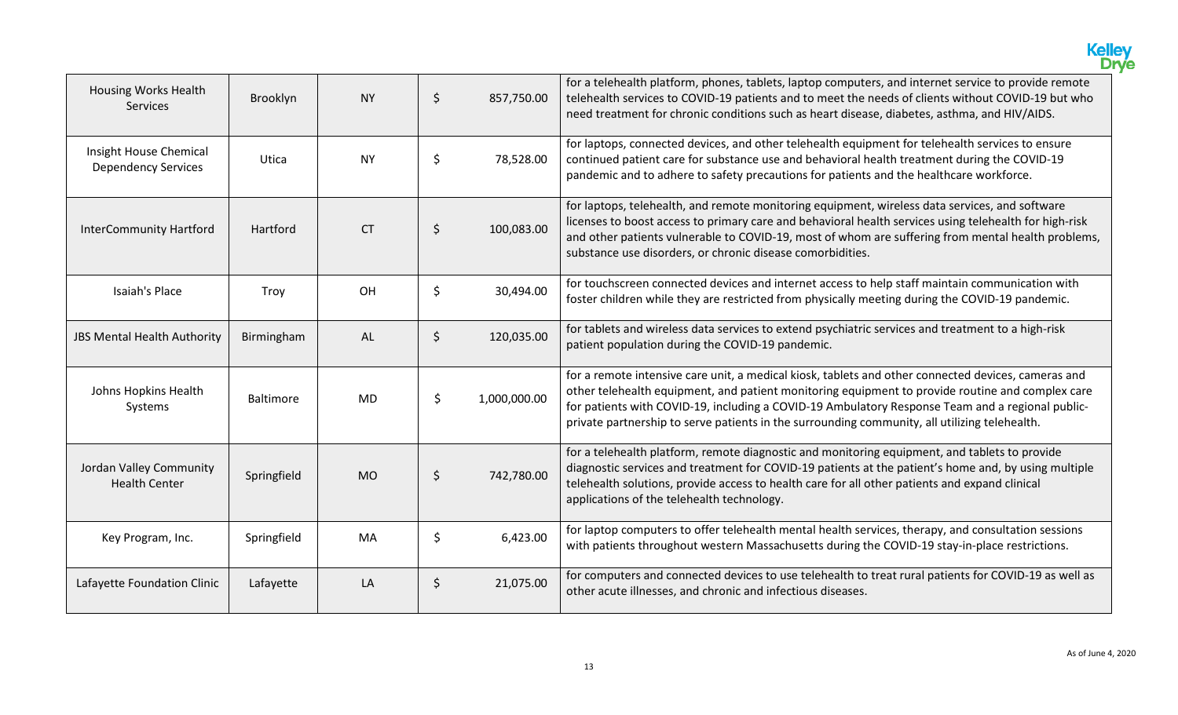| | | | | |
|---|---|---|---|---|
| Housing Works Health Services | Brooklyn | NY | $ 857,750.00 | for a telehealth platform, phones, tablets, laptop computers, and internet service to provide remote telehealth services to COVID-19 patients and to meet the needs of clients without COVID-19 but who need treatment for chronic conditions such as heart disease, diabetes, asthma, and HIV/AIDS. |
| Insight House Chemical Dependency Services | Utica | NY | $ 78,528.00 | for laptops, connected devices, and other telehealth equipment for telehealth services to ensure continued patient care for substance use and behavioral health treatment during the COVID-19 pandemic and to adhere to safety precautions for patients and the healthcare workforce. |
| InterCommunity Hartford | Hartford | CT | $ 100,083.00 | for laptops, telehealth, and remote monitoring equipment, wireless data services, and software licenses to boost access to primary care and behavioral health services using telehealth for high-risk and other patients vulnerable to COVID-19, most of whom are suffering from mental health problems, substance use disorders, or chronic disease comorbidities. |
| Isaiah's Place | Troy | OH | $ 30,494.00 | for touchscreen connected devices and internet access to help staff maintain communication with foster children while they are restricted from physically meeting during the COVID-19 pandemic. |
| JBS Mental Health Authority | Birmingham | AL | $ 120,035.00 | for tablets and wireless data services to extend psychiatric services and treatment to a high-risk patient population during the COVID-19 pandemic. |
| Johns Hopkins Health Systems | Baltimore | MD | $ 1,000,000.00 | for a remote intensive care unit, a medical kiosk, tablets and other connected devices, cameras and other telehealth equipment, and patient monitoring equipment to provide routine and complex care for patients with COVID-19, including a COVID-19 Ambulatory Response Team and a regional public-private partnership to serve patients in the surrounding community, all utilizing telehealth. |
| Jordan Valley Community Health Center | Springfield | MO | $ 742,780.00 | for a telehealth platform, remote diagnostic and monitoring equipment, and tablets to provide diagnostic services and treatment for COVID-19 patients at the patient's home and, by using multiple telehealth solutions, provide access to health care for all other patients and expand clinical applications of the telehealth technology. |
| Key Program, Inc. | Springfield | MA | $ 6,423.00 | for laptop computers to offer telehealth mental health services, therapy, and consultation sessions with patients throughout western Massachusetts during the COVID-19 stay-in-place restrictions. |
| Lafayette Foundation Clinic | Lafayette | LA | $ 21,075.00 | for computers and connected devices to use telehealth to treat rural patients for COVID-19 as well as other acute illnesses, and chronic and infectious diseases. |

As of June 4, 2020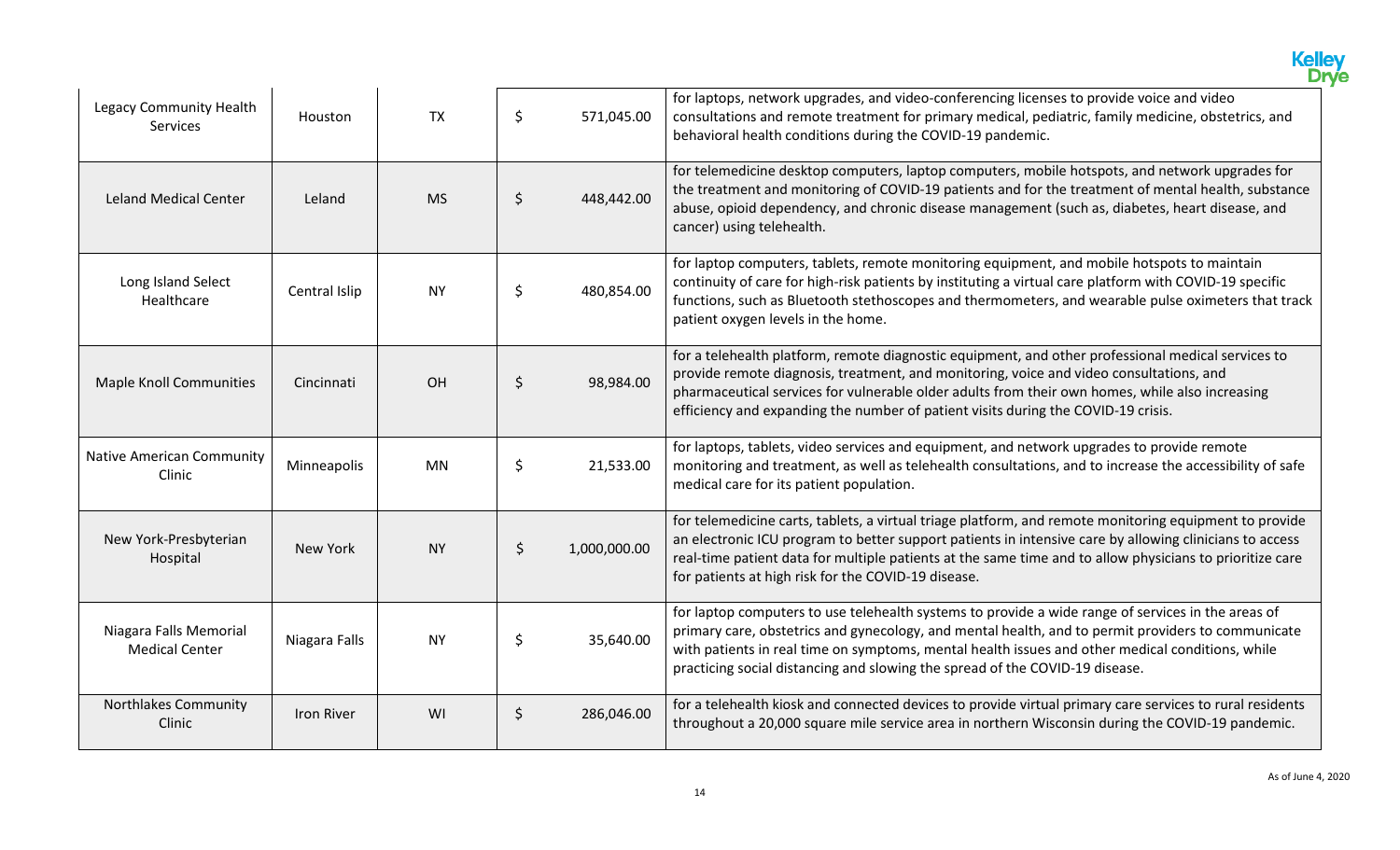| Legacy Community Health Services | Houston | TX | $ 571,045.00 | for laptops, network upgrades, and video-conferencing licenses to provide voice and video consultations and remote treatment for primary medical, pediatric, family medicine, obstetrics, and behavioral health conditions during the COVID-19 pandemic. |
|---|---|---|---|---|
| Leland Medical Center | Leland | MS | $ 448,442.00 | for telemedicine desktop computers, laptop computers, mobile hotspots, and network upgrades for the treatment and monitoring of COVID-19 patients and for the treatment of mental health, substance abuse, opioid dependency, and chronic disease management (such as, diabetes, heart disease, and cancer) using telehealth. |
| Long Island Select Healthcare | Central Islip | NY | $ 480,854.00 | for laptop computers, tablets, remote monitoring equipment, and mobile hotspots to maintain continuity of care for high-risk patients by instituting a virtual care platform with COVID-19 specific functions, such as Bluetooth stethoscopes and thermometers, and wearable pulse oximeters that track patient oxygen levels in the home. |
| Maple Knoll Communities | Cincinnati | OH | $ 98,984.00 | for a telehealth platform, remote diagnostic equipment, and other professional medical services to provide remote diagnosis, treatment, and monitoring, voice and video consultations, and pharmaceutical services for vulnerable older adults from their own homes, while also increasing efficiency and expanding the number of patient visits during the COVID-19 crisis. |
| Native American Community Clinic | Minneapolis | MN | $ 21,533.00 | for laptops, tablets, video services and equipment, and network upgrades to provide remote monitoring and treatment, as well as telehealth consultations, and to increase the accessibility of safe medical care for its patient population. |
| New York-Presbyterian Hospital | New York | NY | $ 1,000,000.00 | for telemedicine carts, tablets, a virtual triage platform, and remote monitoring equipment to provide an electronic ICU program to better support patients in intensive care by allowing clinicians to access real-time patient data for multiple patients at the same time and to allow physicians to prioritize care for patients at high risk for the COVID-19 disease. |
| Niagara Falls Memorial Medical Center | Niagara Falls | NY | $ 35,640.00 | for laptop computers to use telehealth systems to provide a wide range of services in the areas of primary care, obstetrics and gynecology, and mental health, and to permit providers to communicate with patients in real time on symptoms, mental health issues and other medical conditions, while practicing social distancing and slowing the spread of the COVID-19 disease. |
| Northlakes Community Clinic | Iron River | WI | $ 286,046.00 | for a telehealth kiosk and connected devices to provide virtual primary care services to rural residents throughout a 20,000 square mile service area in northern Wisconsin during the COVID-19 pandemic. |

As of June 4, 2020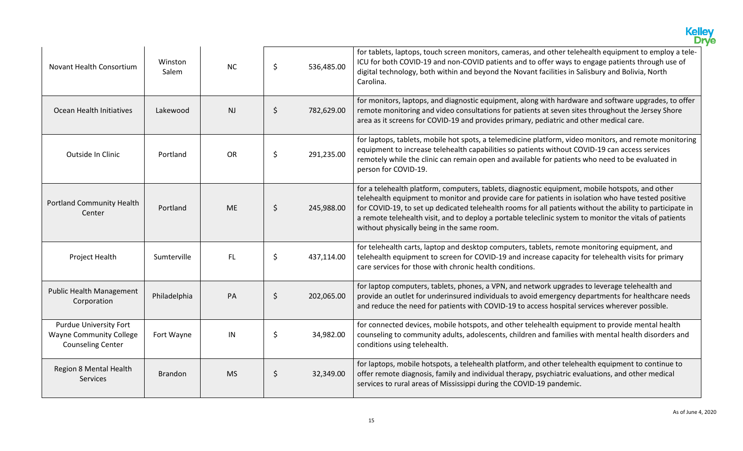| | | | | |
|---|---|---|---|---|
| Novant Health Consortium | Winston Salem | NC | $ 536,485.00 | for tablets, laptops, touch screen monitors, cameras, and other telehealth equipment to employ a tele-ICU for both COVID-19 and non-COVID patients and to offer ways to engage patients through use of digital technology, both within and beyond the Novant facilities in Salisbury and Bolivia, North Carolina. |
| Ocean Health Initiatives | Lakewood | NJ | $ 782,629.00 | for monitors, laptops, and diagnostic equipment, along with hardware and software upgrades, to offer remote monitoring and video consultations for patients at seven sites throughout the Jersey Shore area as it screens for COVID-19 and provides primary, pediatric and other medical care. |
| Outside In Clinic | Portland | OR | $ 291,235.00 | for laptops, tablets, mobile hot spots, a telemedicine platform, video monitors, and remote monitoring equipment to increase telehealth capabilities so patients without COVID-19 can access services remotely while the clinic can remain open and available for patients who need to be evaluated in person for COVID-19. |
| Portland Community Health Center | Portland | ME | $ 245,988.00 | for a telehealth platform, computers, tablets, diagnostic equipment, mobile hotspots, and other telehealth equipment to monitor and provide care for patients in isolation who have tested positive for COVID-19, to set up dedicated telehealth rooms for all patients without the ability to participate in a remote telehealth visit, and to deploy a portable teleclinic system to monitor the vitals of patients without physically being in the same room. |
| Project Health | Sumterville | FL | $ 437,114.00 | for telehealth carts, laptop and desktop computers, tablets, remote monitoring equipment, and telehealth equipment to screen for COVID-19 and increase capacity for telehealth visits for primary care services for those with chronic health conditions. |
| Public Health Management Corporation | Philadelphia | PA | $ 202,065.00 | for laptop computers, tablets, phones, a VPN, and network upgrades to leverage telehealth and provide an outlet for underinsured individuals to avoid emergency departments for healthcare needs and reduce the need for patients with COVID-19 to access hospital services wherever possible. |
| Purdue University Fort Wayne Community College Counseling Center | Fort Wayne | IN | $ 34,982.00 | for connected devices, mobile hotspots, and other telehealth equipment to provide mental health counseling to community adults, adolescents, children and families with mental health disorders and conditions using telehealth. |
| Region 8 Mental Health Services | Brandon | MS | $ 32,349.00 | for laptops, mobile hotspots, a telehealth platform, and other telehealth equipment to continue to offer remote diagnosis, family and individual therapy, psychiatric evaluations, and other medical services to rural areas of Mississippi during the COVID-19 pandemic. |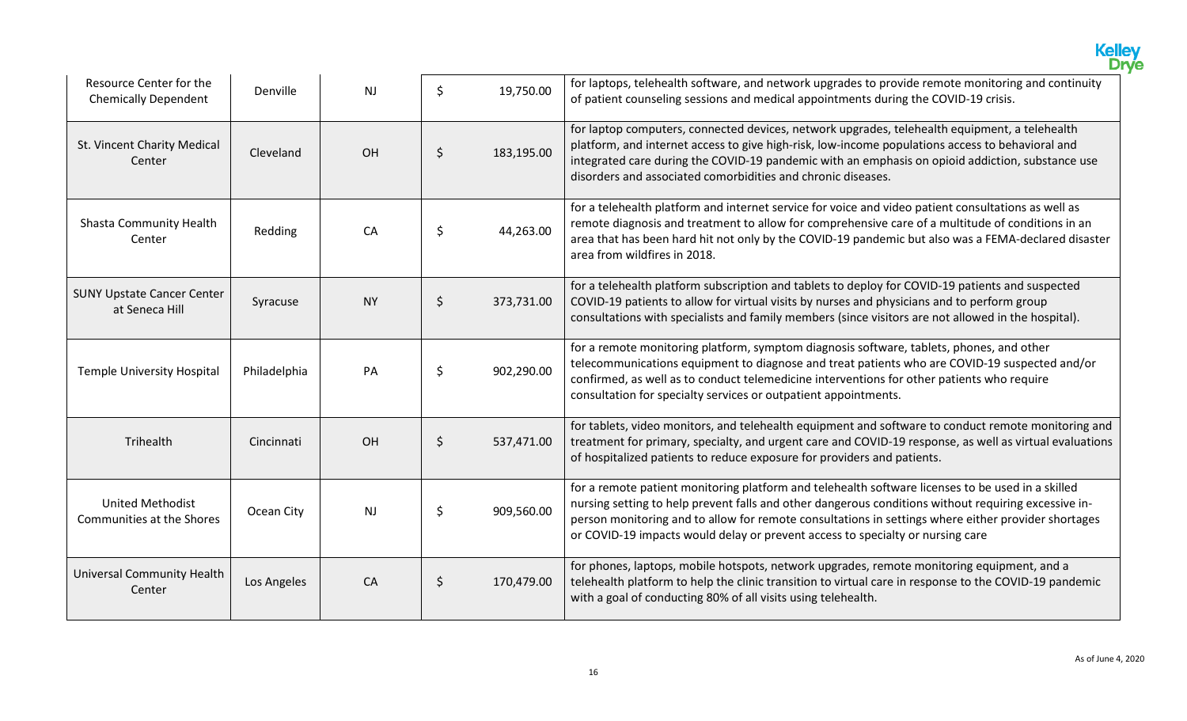| | | | | |
|---|---|---|---|---|
| Resource Center for the Chemically Dependent | Denville | NJ | $ 19,750.00 | for laptops, telehealth software, and network upgrades to provide remote monitoring and continuity of patient counseling sessions and medical appointments during the COVID-19 crisis. |
| St. Vincent Charity Medical Center | Cleveland | OH | $ 183,195.00 | for laptop computers, connected devices, network upgrades, telehealth equipment, a telehealth platform, and internet access to give high-risk, low-income populations access to behavioral and integrated care during the COVID-19 pandemic with an emphasis on opioid addiction, substance use disorders and associated comorbidities and chronic diseases. |
| Shasta Community Health Center | Redding | CA | $ 44,263.00 | for a telehealth platform and internet service for voice and video patient consultations as well as remote diagnosis and treatment to allow for comprehensive care of a multitude of conditions in an area that has been hard hit not only by the COVID-19 pandemic but also was a FEMA-declared disaster area from wildfires in 2018. |
| SUNY Upstate Cancer Center at Seneca Hill | Syracuse | NY | $ 373,731.00 | for a telehealth platform subscription and tablets to deploy for COVID-19 patients and suspected COVID-19 patients to allow for virtual visits by nurses and physicians and to perform group consultations with specialists and family members (since visitors are not allowed in the hospital). |
| Temple University Hospital | Philadelphia | PA | $ 902,290.00 | for a remote monitoring platform, symptom diagnosis software, tablets, phones, and other telecommunications equipment to diagnose and treat patients who are COVID-19 suspected and/or confirmed, as well as to conduct telemedicine interventions for other patients who require consultation for specialty services or outpatient appointments. |
| Trihealth | Cincinnati | OH | $ 537,471.00 | for tablets, video monitors, and telehealth equipment and software to conduct remote monitoring and treatment for primary, specialty, and urgent care and COVID-19 response, as well as virtual evaluations of hospitalized patients to reduce exposure for providers and patients. |
| United Methodist Communities at the Shores | Ocean City | NJ | $ 909,560.00 | for a remote patient monitoring platform and telehealth software licenses to be used in a skilled nursing setting to help prevent falls and other dangerous conditions without requiring excessive in-person monitoring and to allow for remote consultations in settings where either provider shortages or COVID-19 impacts would delay or prevent access to specialty or nursing care |
| Universal Community Health Center | Los Angeles | CA | $ 170,479.00 | for phones, laptops, mobile hotspots, network upgrades, remote monitoring equipment, and a telehealth platform to help the clinic transition to virtual care in response to the COVID-19 pandemic with a goal of conducting 80% of all visits using telehealth. |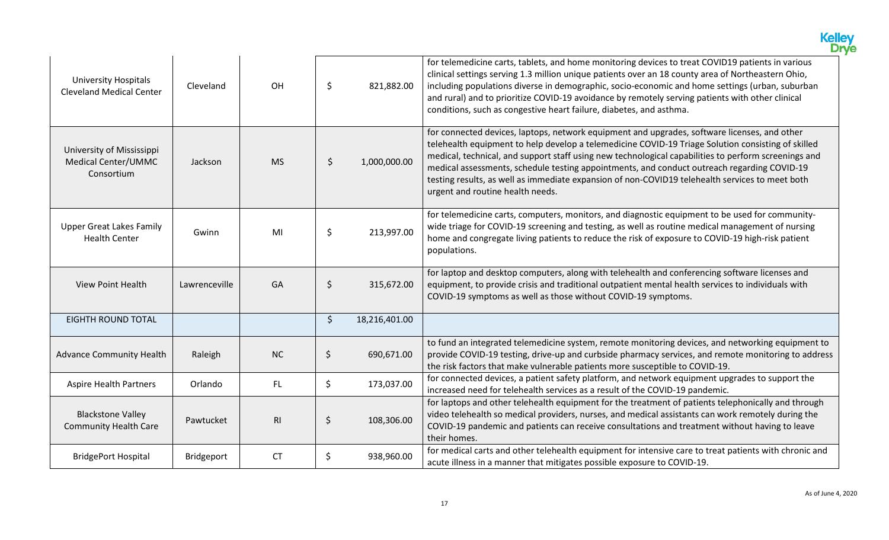| | | | | |
|---|---|---|---|---|
| University Hospitals Cleveland Medical Center | Cleveland | OH | $ 821,882.00 | for telemedicine carts, tablets, and home monitoring devices to treat COVID19 patients in various clinical settings serving 1.3 million unique patients over an 18 county area of Northeastern Ohio, including populations diverse in demographic, socio-economic and home settings (urban, suburban and rural) and to prioritize COVID-19 avoidance by remotely serving patients with other clinical conditions, such as congestive heart failure, diabetes, and asthma. |
| University of Mississippi Medical Center/UMMC Consortium | Jackson | MS | $ 1,000,000.00 | for connected devices, laptops, network equipment and upgrades, software licenses, and other telehealth equipment to help develop a telemedicine COVID-19 Triage Solution consisting of skilled medical, technical, and support staff using new technological capabilities to perform screenings and medical assessments, schedule testing appointments, and conduct outreach regarding COVID-19 testing results, as well as immediate expansion of non-COVID19 telehealth services to meet both urgent and routine health needs. |
| Upper Great Lakes Family Health Center | Gwinn | MI | $ 213,997.00 | for telemedicine carts, computers, monitors, and diagnostic equipment to be used for community-wide triage for COVID-19 screening and testing, as well as routine medical management of nursing home and congregate living patients to reduce the risk of exposure to COVID-19 high-risk patient populations. |
| View Point Health | Lawrenceville | GA | $ 315,672.00 | for laptop and desktop computers, along with telehealth and conferencing software licenses and equipment, to provide crisis and traditional outpatient mental health services to individuals with COVID-19 symptoms as well as those without COVID-19 symptoms. |
| EIGHTH ROUND TOTAL | | | $ 18,216,401.00 | |
| Advance Community Health | Raleigh | NC | $ 690,671.00 | to fund an integrated telemedicine system, remote monitoring devices, and networking equipment to provide COVID-19 testing, drive-up and curbside pharmacy services, and remote monitoring to address the risk factors that make vulnerable patients more susceptible to COVID-19. |
| Aspire Health Partners | Orlando | FL | $ 173,037.00 | for connected devices, a patient safety platform, and network equipment upgrades to support the increased need for telehealth services as a result of the COVID-19 pandemic. |
| Blackstone Valley Community Health Care | Pawtucket | RI | $ 108,306.00 | for laptops and other telehealth equipment for the treatment of patients telephonically and through video telehealth so medical providers, nurses, and medical assistants can work remotely during the COVID-19 pandemic and patients can receive consultations and treatment without having to leave their homes. |
| BridgePort Hospital | Bridgeport | CT | $ 938,960.00 | for medical carts and other telehealth equipment for intensive care to treat patients with chronic and acute illness in a manner that mitigates possible exposure to COVID-19. |

As of June 4, 2020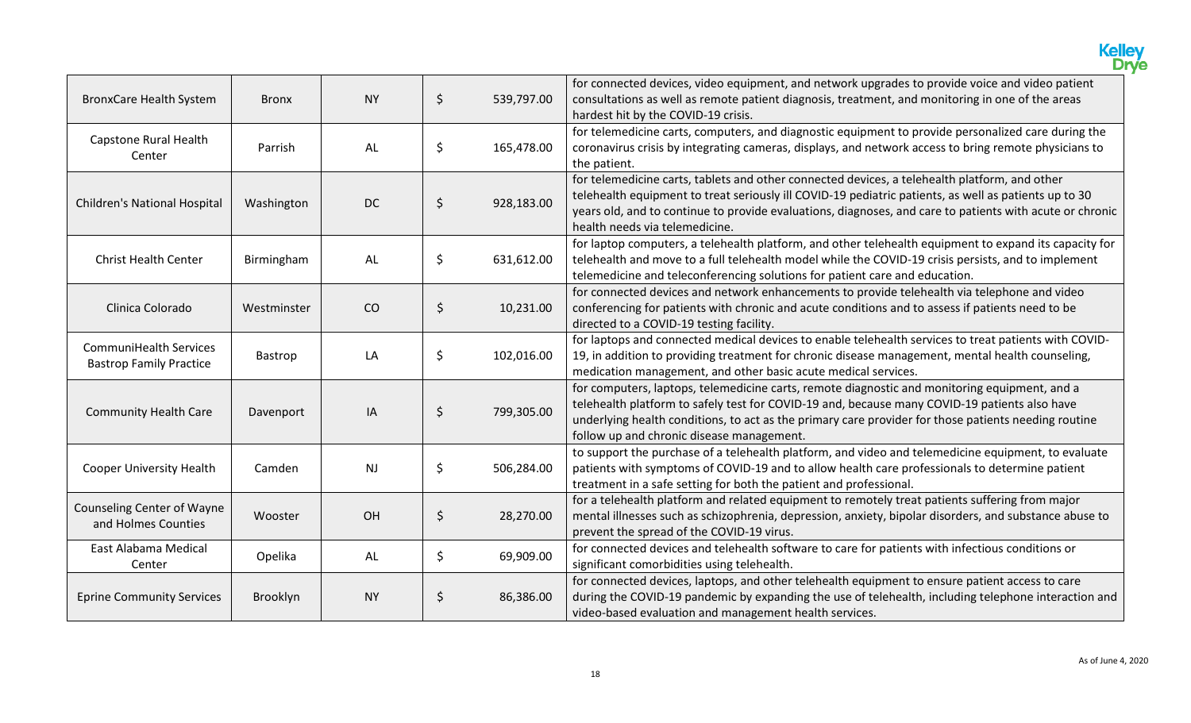| BronxCare Health System | Bronx | NY | $ | 539,797.00 | for connected devices, video equipment, and network upgrades to provide voice and video patient consultations as well as remote patient diagnosis, treatment, and monitoring in one of the areas hardest hit by the COVID-19 crisis. |
|---|---|---|---|---|---|
| Capstone Rural Health Center | Parrish | AL | $ | 165,478.00 | for telemedicine carts, computers, and diagnostic equipment to provide personalized care during the coronavirus crisis by integrating cameras, displays, and network access to bring remote physicians to the patient. |
| Children's National Hospital | Washington | DC | $ | 928,183.00 | for telemedicine carts, tablets and other connected devices, a telehealth platform, and other telehealth equipment to treat seriously ill COVID-19 pediatric patients, as well as patients up to 30 years old, and to continue to provide evaluations, diagnoses, and care to patients with acute or chronic health needs via telemedicine. |
| Christ Health Center | Birmingham | AL | $ | 631,612.00 | for laptop computers, a telehealth platform, and other telehealth equipment to expand its capacity for telehealth and move to a full telehealth model while the COVID-19 crisis persists, and to implement telemedicine and teleconferencing solutions for patient care and education. |
| Clinica Colorado | Westminster | CO | $ | 10,231.00 | for connected devices and network enhancements to provide telehealth via telephone and video conferencing for patients with chronic and acute conditions and to assess if patients need to be directed to a COVID-19 testing facility. |
| CommuniHealth Services Bastrop Family Practice | Bastrop | LA | $ | 102,016.00 | for laptops and connected medical devices to enable telehealth services to treat patients with COVID-19, in addition to providing treatment for chronic disease management, mental health counseling, medication management, and other basic acute medical services. |
| Community Health Care | Davenport | IA | $ | 799,305.00 | for computers, laptops, telemedicine carts, remote diagnostic and monitoring equipment, and a telehealth platform to safely test for COVID-19 and, because many COVID-19 patients also have underlying health conditions, to act as the primary care provider for those patients needing routine follow up and chronic disease management. |
| Cooper University Health | Camden | NJ | $ | 506,284.00 | to support the purchase of a telehealth platform, and video and telemedicine equipment, to evaluate patients with symptoms of COVID-19 and to allow health care professionals to determine patient treatment in a safe setting for both the patient and professional. |
| Counseling Center of Wayne and Holmes Counties | Wooster | OH | $ | 28,270.00 | for a telehealth platform and related equipment to remotely treat patients suffering from major mental illnesses such as schizophrenia, depression, anxiety, bipolar disorders, and substance abuse to prevent the spread of the COVID-19 virus. |
| East Alabama Medical Center | Opelika | AL | $ | 69,909.00 | for connected devices and telehealth software to care for patients with infectious conditions or significant comorbidities using telehealth. |
| Eprine Community Services | Brooklyn | NY | $ | 86,386.00 | for connected devices, laptops, and other telehealth equipment to ensure patient access to care during the COVID-19 pandemic by expanding the use of telehealth, including telephone interaction and video-based evaluation and management health services. |

As of June 4, 2020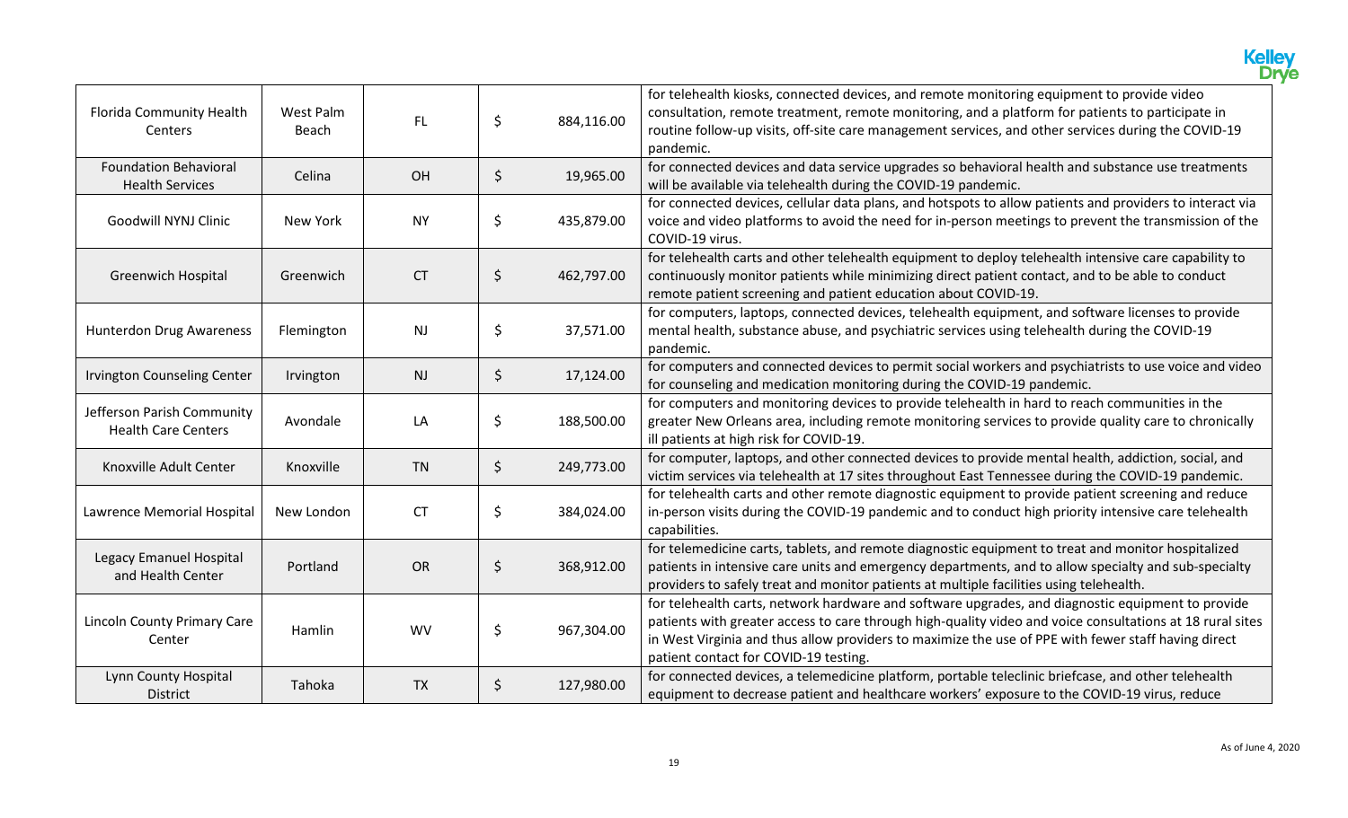| | | | | |
|---|---|---|---|---|
| Florida Community Health Centers | West Palm Beach | FL | $ 884,116.00 | for telehealth kiosks, connected devices, and remote monitoring equipment to provide video consultation, remote treatment, remote monitoring, and a platform for patients to participate in routine follow-up visits, off-site care management services, and other services during the COVID-19 pandemic. |
| Foundation Behavioral Health Services | Celina | OH | $ 19,965.00 | for connected devices and data service upgrades so behavioral health and substance use treatments will be available via telehealth during the COVID-19 pandemic. |
| Goodwill NYNJ Clinic | New York | NY | $ 435,879.00 | for connected devices, cellular data plans, and hotspots to allow patients and providers to interact via voice and video platforms to avoid the need for in-person meetings to prevent the transmission of the COVID-19 virus. |
| Greenwich Hospital | Greenwich | CT | $ 462,797.00 | for telehealth carts and other telehealth equipment to deploy telehealth intensive care capability to continuously monitor patients while minimizing direct patient contact, and to be able to conduct remote patient screening and patient education about COVID-19. |
| Hunterdon Drug Awareness | Flemington | NJ | $ 37,571.00 | for computers, laptops, connected devices, telehealth equipment, and software licenses to provide mental health, substance abuse, and psychiatric services using telehealth during the COVID-19 pandemic. |
| Irvington Counseling Center | Irvington | NJ | $ 17,124.00 | for computers and connected devices to permit social workers and psychiatrists to use voice and video for counseling and medication monitoring during the COVID-19 pandemic. |
| Jefferson Parish Community Health Care Centers | Avondale | LA | $ 188,500.00 | for computers and monitoring devices to provide telehealth in hard to reach communities in the greater New Orleans area, including remote monitoring services to provide quality care to chronically ill patients at high risk for COVID-19. |
| Knoxville Adult Center | Knoxville | TN | $ 249,773.00 | for computer, laptops, and other connected devices to provide mental health, addiction, social, and victim services via telehealth at 17 sites throughout East Tennessee during the COVID-19 pandemic. |
| Lawrence Memorial Hospital | New London | CT | $ 384,024.00 | for telehealth carts and other remote diagnostic equipment to provide patient screening and reduce in-person visits during the COVID-19 pandemic and to conduct high priority intensive care telehealth capabilities. |
| Legacy Emanuel Hospital and Health Center | Portland | OR | $ 368,912.00 | for telemedicine carts, tablets, and remote diagnostic equipment to treat and monitor hospitalized patients in intensive care units and emergency departments, and to allow specialty and sub-specialty providers to safely treat and monitor patients at multiple facilities using telehealth. |
| Lincoln County Primary Care Center | Hamlin | WV | $ 967,304.00 | for telehealth carts, network hardware and software upgrades, and diagnostic equipment to provide patients with greater access to care through high-quality video and voice consultations at 18 rural sites in West Virginia and thus allow providers to maximize the use of PPE with fewer staff having direct patient contact for COVID-19 testing. |
| Lynn County Hospital District | Tahoka | TX | $ 127,980.00 | for connected devices, a telemedicine platform, portable teleclinic briefcase, and other telehealth equipment to decrease patient and healthcare workers' exposure to the COVID-19 virus, reduce |

As of June 4, 2020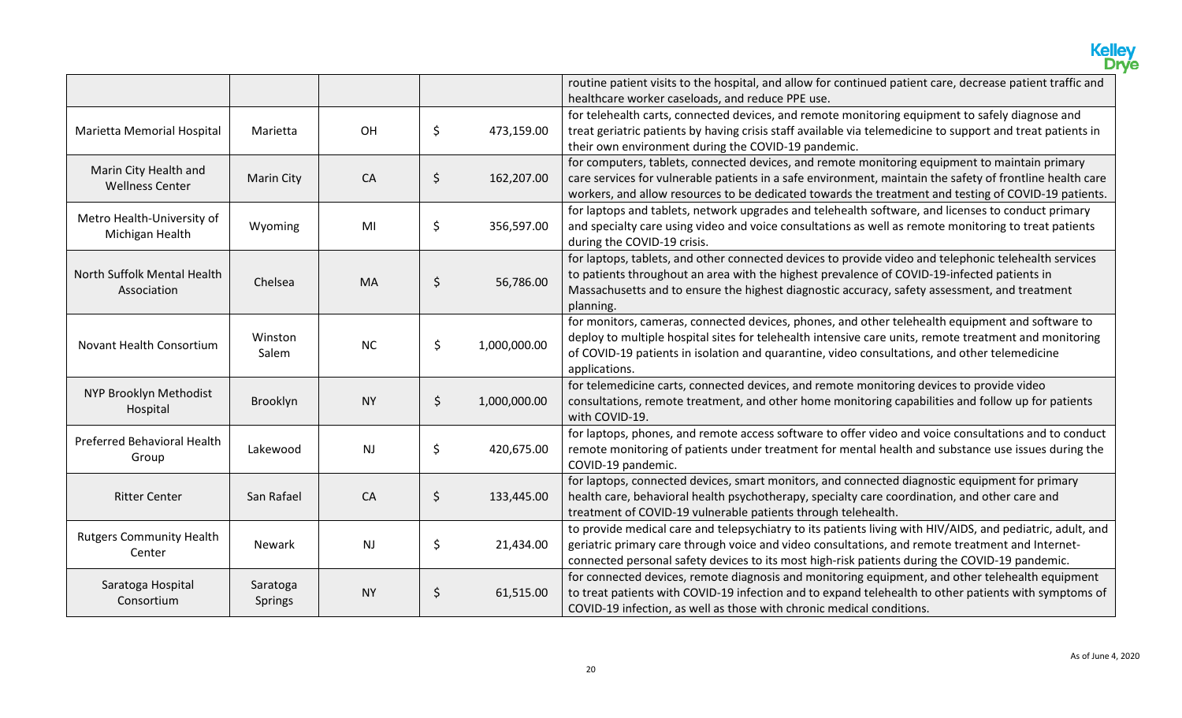| | | | | |
|---|---|---|---|---|
| | | | | routine patient visits to the hospital, and allow for continued patient care, decrease patient traffic and healthcare worker caseloads, and reduce PPE use. |
| Marietta Memorial Hospital | Marietta | OH | $ 473,159.00 | for telehealth carts, connected devices, and remote monitoring equipment to safely diagnose and treat geriatric patients by having crisis staff available via telemedicine to support and treat patients in their own environment during the COVID-19 pandemic. |
| Marin City Health and Wellness Center | Marin City | CA | $ 162,207.00 | for computers, tablets, connected devices, and remote monitoring equipment to maintain primary care services for vulnerable patients in a safe environment, maintain the safety of frontline health care workers, and allow resources to be dedicated towards the treatment and testing of COVID-19 patients. |
| Metro Health-University of Michigan Health | Wyoming | MI | $ 356,597.00 | for laptops and tablets, network upgrades and telehealth software, and licenses to conduct primary and specialty care using video and voice consultations as well as remote monitoring to treat patients during the COVID-19 crisis. |
| North Suffolk Mental Health Association | Chelsea | MA | $ 56,786.00 | for laptops, tablets, and other connected devices to provide video and telephonic telehealth services to patients throughout an area with the highest prevalence of COVID-19-infected patients in Massachusetts and to ensure the highest diagnostic accuracy, safety assessment, and treatment planning. |
| Novant Health Consortium | Winston Salem | NC | $ 1,000,000.00 | for monitors, cameras, connected devices, phones, and other telehealth equipment and software to deploy to multiple hospital sites for telehealth intensive care units, remote treatment and monitoring of COVID-19 patients in isolation and quarantine, video consultations, and other telemedicine applications. |
| NYP Brooklyn Methodist Hospital | Brooklyn | NY | $ 1,000,000.00 | for telemedicine carts, connected devices, and remote monitoring devices to provide video consultations, remote treatment, and other home monitoring capabilities and follow up for patients with COVID-19. |
| Preferred Behavioral Health Group | Lakewood | NJ | $ 420,675.00 | for laptops, phones, and remote access software to offer video and voice consultations and to conduct remote monitoring of patients under treatment for mental health and substance use issues during the COVID-19 pandemic. |
| Ritter Center | San Rafael | CA | $ 133,445.00 | for laptops, connected devices, smart monitors, and connected diagnostic equipment for primary health care, behavioral health psychotherapy, specialty care coordination, and other care and treatment of COVID-19 vulnerable patients through telehealth. |
| Rutgers Community Health Center | Newark | NJ | $ 21,434.00 | to provide medical care and telepsychiatry to its patients living with HIV/AIDS, and pediatric, adult, and geriatric primary care through voice and video consultations, and remote treatment and Internet-connected personal safety devices to its most high-risk patients during the COVID-19 pandemic. |
| Saratoga Hospital Consortium | Saratoga Springs | NY | $ 61,515.00 | for connected devices, remote diagnosis and monitoring equipment, and other telehealth equipment to treat patients with COVID-19 infection and to expand telehealth to other patients with symptoms of COVID-19 infection, as well as those with chronic medical conditions. |

As of June 4, 2020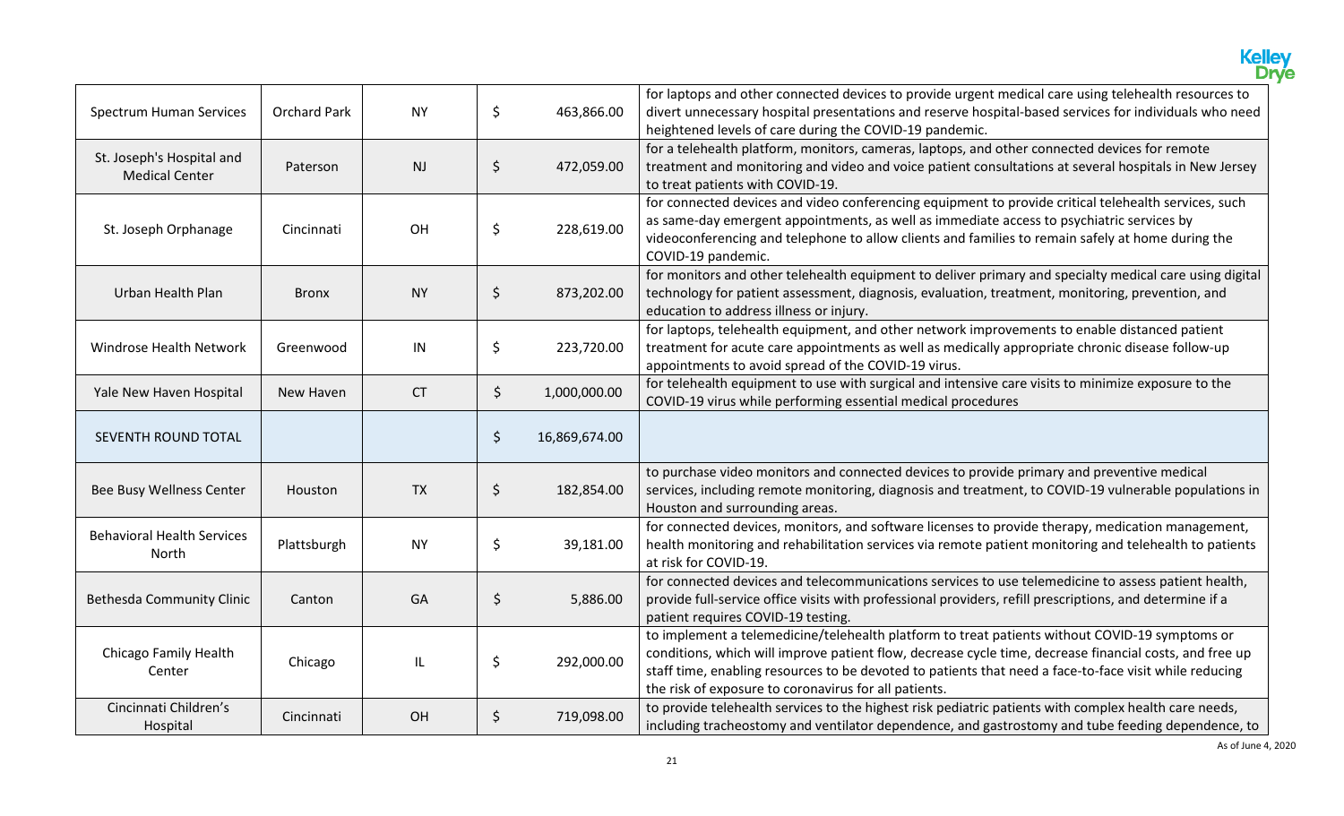| | | | | |
|---|---|---|---|---|
| Spectrum Human Services | Orchard Park | NY | $ 463,866.00 | for laptops and other connected devices to provide urgent medical care using telehealth resources to divert unnecessary hospital presentations and reserve hospital-based services for individuals who need heightened levels of care during the COVID-19 pandemic. |
| St. Joseph's Hospital and Medical Center | Paterson | NJ | $ 472,059.00 | for a telehealth platform, monitors, cameras, laptops, and other connected devices for remote treatment and monitoring and video and voice patient consultations at several hospitals in New Jersey to treat patients with COVID-19. |
| St. Joseph Orphanage | Cincinnati | OH | $ 228,619.00 | for connected devices and video conferencing equipment to provide critical telehealth services, such as same-day emergent appointments, as well as immediate access to psychiatric services by videoconferencing and telephone to allow clients and families to remain safely at home during the COVID-19 pandemic. |
| Urban Health Plan | Bronx | NY | $ 873,202.00 | for monitors and other telehealth equipment to deliver primary and specialty medical care using digital technology for patient assessment, diagnosis, evaluation, treatment, monitoring, prevention, and education to address illness or injury. |
| Windrose Health Network | Greenwood | IN | $ 223,720.00 | for laptops, telehealth equipment, and other network improvements to enable distanced patient treatment for acute care appointments as well as medically appropriate chronic disease follow-up appointments to avoid spread of the COVID-19 virus. |
| Yale New Haven Hospital | New Haven | CT | $ 1,000,000.00 | for telehealth equipment to use with surgical and intensive care visits to minimize exposure to the COVID-19 virus while performing essential medical procedures |
| SEVENTH ROUND TOTAL | | | $ 16,869,674.00 | |
| Bee Busy Wellness Center | Houston | TX | $ 182,854.00 | to purchase video monitors and connected devices to provide primary and preventive medical services, including remote monitoring, diagnosis and treatment, to COVID-19 vulnerable populations in Houston and surrounding areas. |
| Behavioral Health Services North | Plattsburgh | NY | $ 39,181.00 | for connected devices, monitors, and software licenses to provide therapy, medication management, health monitoring and rehabilitation services via remote patient monitoring and telehealth to patients at risk for COVID-19. |
| Bethesda Community Clinic | Canton | GA | $ 5,886.00 | for connected devices and telecommunications services to use telemedicine to assess patient health, provide full-service office visits with professional providers, refill prescriptions, and determine if a patient requires COVID-19 testing. |
| Chicago Family Health Center | Chicago | IL | $ 292,000.00 | to implement a telemedicine/telehealth platform to treat patients without COVID-19 symptoms or conditions, which will improve patient flow, decrease cycle time, decrease financial costs, and free up staff time, enabling resources to be devoted to patients that need a face-to-face visit while reducing the risk of exposure to coronavirus for all patients. |
| Cincinnati Children's Hospital | Cincinnati | OH | $ 719,098.00 | to provide telehealth services to the highest risk pediatric patients with complex health care needs, including tracheostomy and ventilator dependence, and gastrostomy and tube feeding dependence, to |

As of June 4, 2020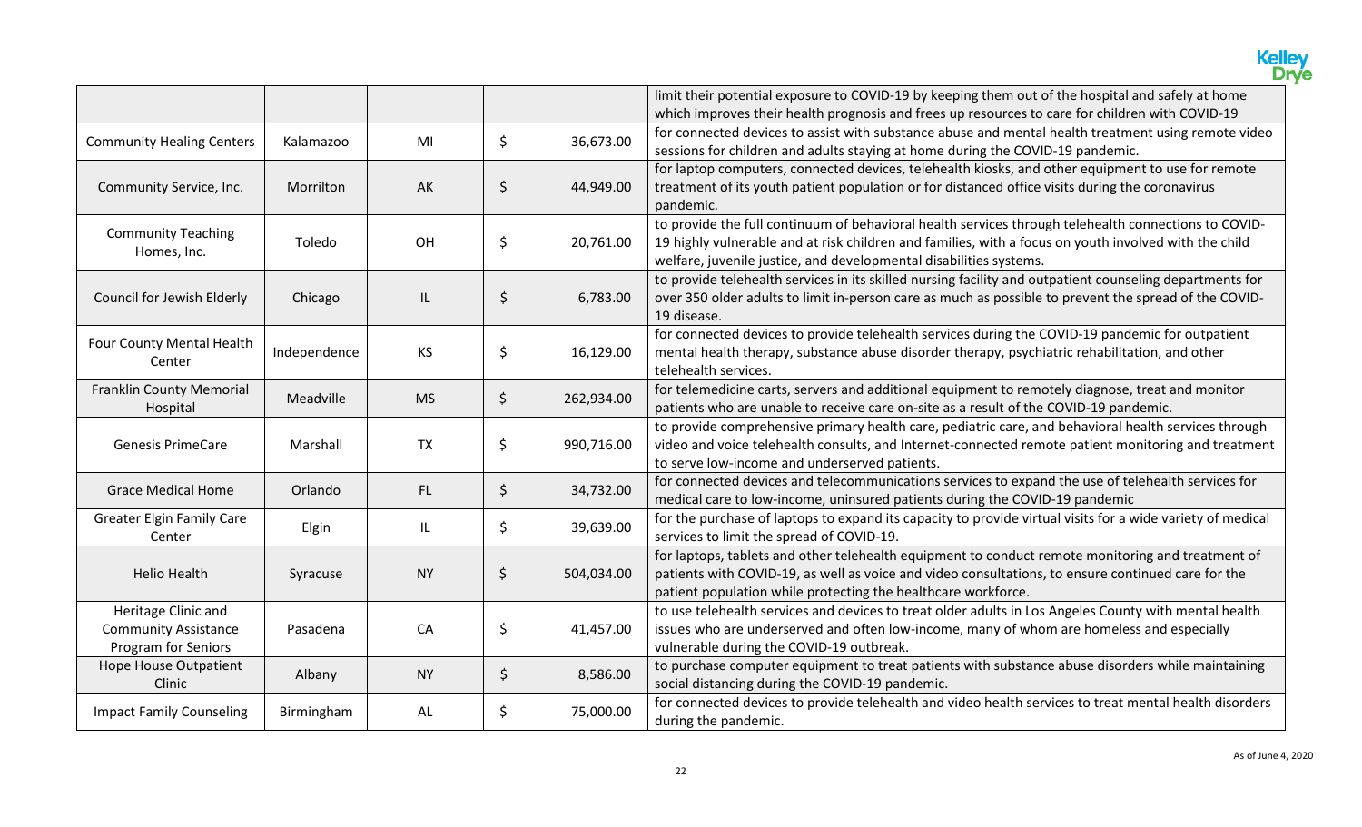| | | | | |
|---|---|---|---|---|
| | | | | limit their potential exposure to COVID-19 by keeping them out of the hospital and safely at home which improves their health prognosis and frees up resources to care for children with COVID-19 |
| Community Healing Centers | Kalamazoo | MI | $ 36,673.00 | for connected devices to assist with substance abuse and mental health treatment using remote video sessions for children and adults staying at home during the COVID-19 pandemic. |
| Community Service, Inc. | Morrilton | AK | $ 44,949.00 | for laptop computers, connected devices, telehealth kiosks, and other equipment to use for remote treatment of its youth patient population or for distanced office visits during the coronavirus pandemic. |
| Community Teaching Homes, Inc. | Toledo | OH | $ 20,761.00 | to provide the full continuum of behavioral health services through telehealth connections to COVID-19 highly vulnerable and at risk children and families, with a focus on youth involved with the child welfare, juvenile justice, and developmental disabilities systems. |
| Council for Jewish Elderly | Chicago | IL | $ 6,783.00 | to provide telehealth services in its skilled nursing facility and outpatient counseling departments for over 350 older adults to limit in-person care as much as possible to prevent the spread of the COVID-19 disease. |
| Four County Mental Health Center | Independence | KS | $ 16,129.00 | for connected devices to provide telehealth services during the COVID-19 pandemic for outpatient mental health therapy, substance abuse disorder therapy, psychiatric rehabilitation, and other telehealth services. |
| Franklin County Memorial Hospital | Meadville | MS | $ 262,934.00 | for telemedicine carts, servers and additional equipment to remotely diagnose, treat and monitor patients who are unable to receive care on-site as a result of the COVID-19 pandemic. |
| Genesis PrimeCare | Marshall | TX | $ 990,716.00 | to provide comprehensive primary health care, pediatric care, and behavioral health services through video and voice telehealth consults, and Internet-connected remote patient monitoring and treatment to serve low-income and underserved patients. |
| Grace Medical Home | Orlando | FL | $ 34,732.00 | for connected devices and telecommunications services to expand the use of telehealth services for medical care to low-income, uninsured patients during the COVID-19 pandemic |
| Greater Elgin Family Care Center | Elgin | IL | $ 39,639.00 | for the purchase of laptops to expand its capacity to provide virtual visits for a wide variety of medical services to limit the spread of COVID-19. |
| Helio Health | Syracuse | NY | $ 504,034.00 | for laptops, tablets and other telehealth equipment to conduct remote monitoring and treatment of patients with COVID-19, as well as voice and video consultations, to ensure continued care for the patient population while protecting the healthcare workforce. |
| Heritage Clinic and Community Assistance Program for Seniors | Pasadena | CA | $ 41,457.00 | to use telehealth services and devices to treat older adults in Los Angeles County with mental health issues who are underserved and often low-income, many of whom are homeless and especially vulnerable during the COVID-19 outbreak. |
| Hope House Outpatient Clinic | Albany | NY | $ 8,586.00 | to purchase computer equipment to treat patients with substance abuse disorders while maintaining social distancing during the COVID-19 pandemic. |
| Impact Family Counseling | Birmingham | AL | $ 75,000.00 | for connected devices to provide telehealth and video health services to treat mental health disorders during the pandemic. |

As of June 4, 2020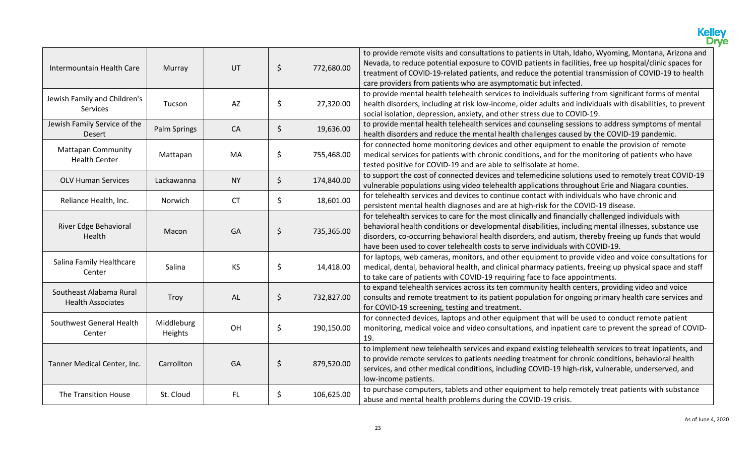| | | | | |
|---|---|---|---|---|
| Intermountain Health Care | Murray | UT | $ 772,680.00 | to provide remote visits and consultations to patients in Utah, Idaho, Wyoming, Montana, Arizona and Nevada, to reduce potential exposure to COVID patients in facilities, free up hospital/clinic spaces for treatment of COVID-19-related patients, and reduce the potential transmission of COVID-19 to health care providers from patients who are asymptomatic but infected. |
| Jewish Family and Children's Services | Tucson | AZ | $ 27,320.00 | to provide mental health telehealth services to individuals suffering from significant forms of mental health disorders, including at risk low-income, older adults and individuals with disabilities, to prevent social isolation, depression, anxiety, and other stress due to COVID-19. |
| Jewish Family Service of the Desert | Palm Springs | CA | $ 19,636.00 | to provide mental health telehealth services and counseling sessions to address symptoms of mental health disorders and reduce the mental health challenges caused by the COVID-19 pandemic. |
| Mattapan Community Health Center | Mattapan | MA | $ 755,468.00 | for connected home monitoring devices and other equipment to enable the provision of remote medical services for patients with chronic conditions, and for the monitoring of patients who have tested positive for COVID-19 and are able to selfisolate at home. |
| OLV Human Services | Lackawanna | NY | $ 174,840.00 | to support the cost of connected devices and telemedicine solutions used to remotely treat COVID-19 vulnerable populations using video telehealth applications throughout Erie and Niagara counties. |
| Reliance Health, Inc. | Norwich | CT | $ 18,601.00 | for telehealth services and devices to continue contact with individuals who have chronic and persistent mental health diagnoses and are at high-risk for the COVID-19 disease. |
| River Edge Behavioral Health | Macon | GA | $ 735,365.00 | for telehealth services to care for the most clinically and financially challenged individuals with behavioral health conditions or developmental disabilities, including mental illnesses, substance use disorders, co-occurring behavioral health disorders, and autism, thereby freeing up funds that would have been used to cover telehealth costs to serve individuals with COVID-19. |
| Salina Family Healthcare Center | Salina | KS | $ 14,418.00 | for laptops, web cameras, monitors, and other equipment to provide video and voice consultations for medical, dental, behavioral health, and clinical pharmacy patients, freeing up physical space and staff to take care of patients with COVID-19 requiring face to face appointments. |
| Southeast Alabama Rural Health Associates | Troy | AL | $ 732,827.00 | to expand telehealth services across its ten community health centers, providing video and voice consults and remote treatment to its patient population for ongoing primary health care services and for COVID-19 screening, testing and treatment. |
| Southwest General Health Center | Middleburg Heights | OH | $ 190,150.00 | for connected devices, laptops and other equipment that will be used to conduct remote patient monitoring, medical voice and video consultations, and inpatient care to prevent the spread of COVID-19. |
| Tanner Medical Center, Inc. | Carrollton | GA | $ 879,520.00 | to implement new telehealth services and expand existing telehealth services to treat inpatients, and to provide remote services to patients needing treatment for chronic conditions, behavioral health services, and other medical conditions, including COVID-19 high-risk, vulnerable, underserved, and low-income patients. |
| The Transition House | St. Cloud | FL | $ 106,625.00 | to purchase computers, tablets and other equipment to help remotely treat patients with substance abuse and mental health problems during the COVID-19 crisis. |

As of June 4, 2020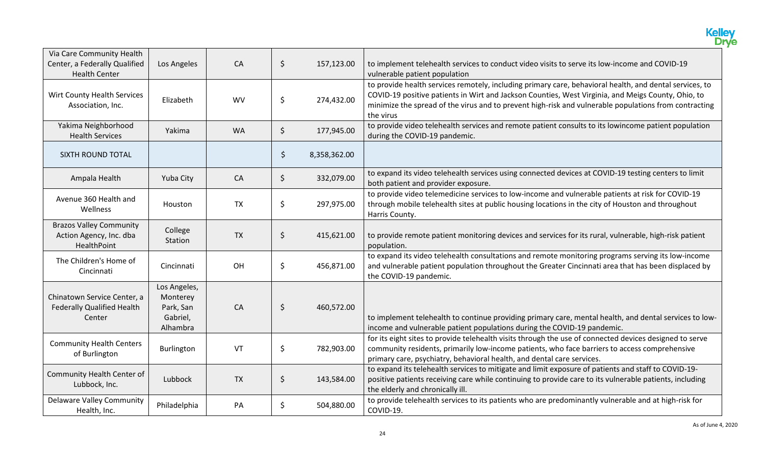| | | | | |
|---|---|---|---|---|
| Via Care Community Health Center, a Federally Qualified Health Center | Los Angeles | CA | $ 157,123.00 | to implement telehealth services to conduct video visits to serve its low-income and COVID-19 vulnerable patient population |
| Wirt County Health Services Association, Inc. | Elizabeth | WV | $ 274,432.00 | to provide health services remotely, including primary care, behavioral health, and dental services, to COVID-19 positive patients in Wirt and Jackson Counties, West Virginia, and Meigs County, Ohio, to minimize the spread of the virus and to prevent high-risk and vulnerable populations from contracting the virus |
| Yakima Neighborhood Health Services | Yakima | WA | $ 177,945.00 | to provide video telehealth services and remote patient consults to its lowincome patient population during the COVID-19 pandemic. |
| SIXTH ROUND TOTAL | | | $ 8,358,362.00 | |
| Ampala Health | Yuba City | CA | $ 332,079.00 | to expand its video telehealth services using connected devices at COVID-19 testing centers to limit both patient and provider exposure. |
| Avenue 360 Health and Wellness | Houston | TX | $ 297,975.00 | to provide video telemedicine services to low-income and vulnerable patients at risk for COVID-19 through mobile telehealth sites at public housing locations in the city of Houston and throughout Harris County. |
| Brazos Valley Community Action Agency, Inc. dba HealthPoint | College Station | TX | $ 415,621.00 | to provide remote patient monitoring devices and services for its rural, vulnerable, high-risk patient population. |
| The Children's Home of Cincinnati | Cincinnati | OH | $ 456,871.00 | to expand its video telehealth consultations and remote monitoring programs serving its low-income and vulnerable patient population throughout the Greater Cincinnati area that has been displaced by the COVID-19 pandemic. |
| Chinatown Service Center, a Federally Qualified Health Center | Los Angeles, Monterey Park, San Gabriel, Alhambra | CA | $ 460,572.00 | to implement telehealth to continue providing primary care, mental health, and dental services to low-income and vulnerable patient populations during the COVID-19 pandemic. |
| Community Health Centers of Burlington | Burlington | VT | $ 782,903.00 | for its eight sites to provide telehealth visits through the use of connected devices designed to serve community residents, primarily low-income patients, who face barriers to access comprehensive primary care, psychiatry, behavioral health, and dental care services. |
| Community Health Center of Lubbock, Inc. | Lubbock | TX | $ 143,584.00 | to expand its telehealth services to mitigate and limit exposure of patients and staff to COVID-19-positive patients receiving care while continuing to provide care to its vulnerable patients, including the elderly and chronically ill. |
| Delaware Valley Community Health, Inc. | Philadelphia | PA | $ 504,880.00 | to provide telehealth services to its patients who are predominantly vulnerable and at high-risk for COVID-19. |

As of June 4, 2020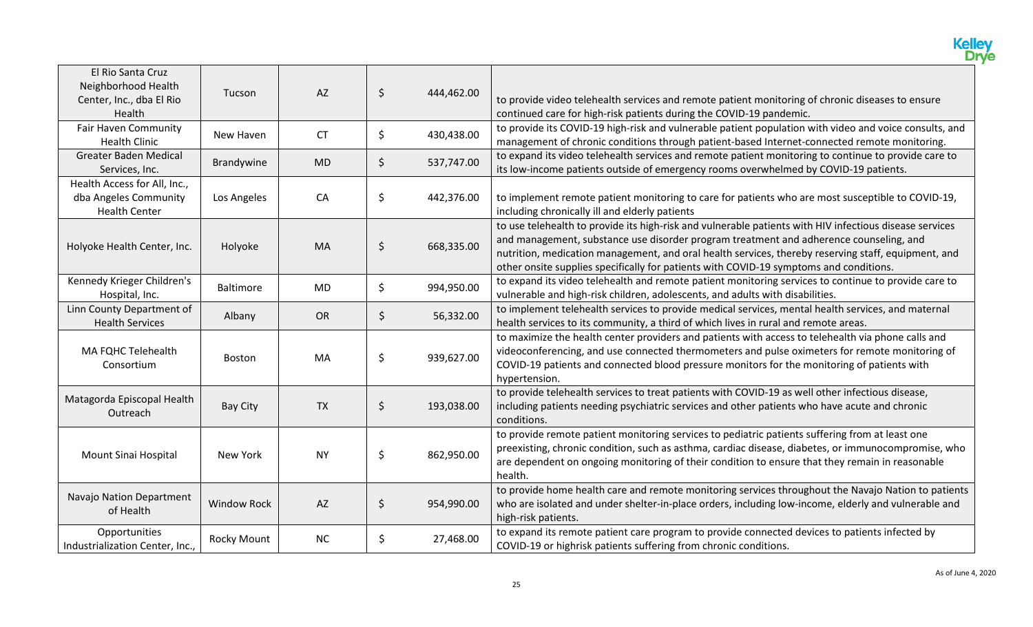| | | | | | |
|---|---|---|---|---|---|
| El Rio Santa Cruz Neighborhood Health Center, Inc., dba El Rio Health | Tucson | AZ | $ | 444,462.00 | to provide video telehealth services and remote patient monitoring of chronic diseases to ensure continued care for high-risk patients during the COVID-19 pandemic. |
| Fair Haven Community Health Clinic | New Haven | CT | $ | 430,438.00 | to provide its COVID-19 high-risk and vulnerable patient population with video and voice consults, and management of chronic conditions through patient-based Internet-connected remote monitoring. |
| Greater Baden Medical Services, Inc. | Brandywine | MD | $ | 537,747.00 | to expand its video telehealth services and remote patient monitoring to continue to provide care to its low-income patients outside of emergency rooms overwhelmed by COVID-19 patients. |
| Health Access for All, Inc., dba Angeles Community Health Center | Los Angeles | CA | $ | 442,376.00 | to implement remote patient monitoring to care for patients who are most susceptible to COVID-19, including chronically ill and elderly patients |
| Holyoke Health Center, Inc. | Holyoke | MA | $ | 668,335.00 | to use telehealth to provide its high-risk and vulnerable patients with HIV infectious disease services and management, substance use disorder program treatment and adherence counseling, and nutrition, medication management, and oral health services, thereby reserving staff, equipment, and other onsite supplies specifically for patients with COVID-19 symptoms and conditions. |
| Kennedy Krieger Children's Hospital, Inc. | Baltimore | MD | $ | 994,950.00 | to expand its video telehealth and remote patient monitoring services to continue to provide care to vulnerable and high-risk children, adolescents, and adults with disabilities. |
| Linn County Department of Health Services | Albany | OR | $ | 56,332.00 | to implement telehealth services to provide medical services, mental health services, and maternal health services to its community, a third of which lives in rural and remote areas. |
| MA FQHC Telehealth Consortium | Boston | MA | $ | 939,627.00 | to maximize the health center providers and patients with access to telehealth via phone calls and videoconferencing, and use connected thermometers and pulse oximeters for remote monitoring of COVID-19 patients and connected blood pressure monitors for the monitoring of patients with hypertension. |
| Matagorda Episcopal Health Outreach | Bay City | TX | $ | 193,038.00 | to provide telehealth services to treat patients with COVID-19 as well other infectious disease, including patients needing psychiatric services and other patients who have acute and chronic conditions. |
| Mount Sinai Hospital | New York | NY | $ | 862,950.00 | to provide remote patient monitoring services to pediatric patients suffering from at least one preexisting, chronic condition, such as asthma, cardiac disease, diabetes, or immunocompromise, who are dependent on ongoing monitoring of their condition to ensure that they remain in reasonable health. |
| Navajo Nation Department of Health | Window Rock | AZ | $ | 954,990.00 | to provide home health care and remote monitoring services throughout the Navajo Nation to patients who are isolated and under shelter-in-place orders, including low-income, elderly and vulnerable and high-risk patients. |
| Opportunities Industrialization Center, Inc., | Rocky Mount | NC | $ | 27,468.00 | to expand its remote patient care program to provide connected devices to patients infected by COVID-19 or highrisk patients suffering from chronic conditions. |

As of June 4, 2020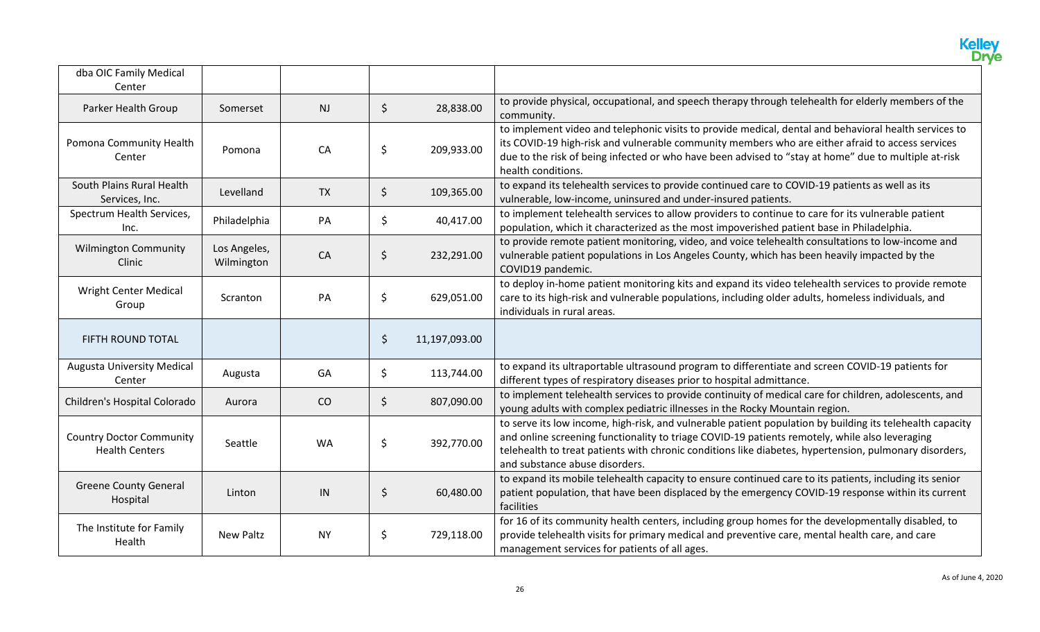| | | | | |
|---|---|---|---|---|
| dba OIC Family Medical Center | | | | |
| Parker Health Group | Somerset | NJ | $ 28,838.00 | to provide physical, occupational, and speech therapy through telehealth for elderly members of the community. |
| Pomona Community Health Center | Pomona | CA | $ 209,933.00 | to implement video and telephonic visits to provide medical, dental and behavioral health services to its COVID-19 high-risk and vulnerable community members who are either afraid to access services due to the risk of being infected or who have been advised to "stay at home" due to multiple at-risk health conditions. |
| South Plains Rural Health Services, Inc. | Levelland | TX | $ 109,365.00 | to expand its telehealth services to provide continued care to COVID-19 patients as well as its vulnerable, low-income, uninsured and under-insured patients. |
| Spectrum Health Services, Inc. | Philadelphia | PA | $ 40,417.00 | to implement telehealth services to allow providers to continue to care for its vulnerable patient population, which it characterized as the most impoverished patient base in Philadelphia. |
| Wilmington Community Clinic | Los Angeles, Wilmington | CA | $ 232,291.00 | to provide remote patient monitoring, video, and voice telehealth consultations to low-income and vulnerable patient populations in Los Angeles County, which has been heavily impacted by the COVID19 pandemic. |
| Wright Center Medical Group | Scranton | PA | $ 629,051.00 | to deploy in-home patient monitoring kits and expand its video telehealth services to provide remote care to its high-risk and vulnerable populations, including older adults, homeless individuals, and individuals in rural areas. |
| FIFTH ROUND TOTAL | | | $ 11,197,093.00 | |
| Augusta University Medical Center | Augusta | GA | $ 113,744.00 | to expand its ultraportable ultrasound program to differentiate and screen COVID-19 patients for different types of respiratory diseases prior to hospital admittance. |
| Children's Hospital Colorado | Aurora | CO | $ 807,090.00 | to implement telehealth services to provide continuity of medical care for children, adolescents, and young adults with complex pediatric illnesses in the Rocky Mountain region. |
| Country Doctor Community Health Centers | Seattle | WA | $ 392,770.00 | to serve its low income, high-risk, and vulnerable patient population by building its telehealth capacity and online screening functionality to triage COVID-19 patients remotely, while also leveraging telehealth to treat patients with chronic conditions like diabetes, hypertension, pulmonary disorders, and substance abuse disorders. |
| Greene County General Hospital | Linton | IN | $ 60,480.00 | to expand its mobile telehealth capacity to ensure continued care to its patients, including its senior patient population, that have been displaced by the emergency COVID-19 response within its current facilities |
| The Institute for Family Health | New Paltz | NY | $ 729,118.00 | for 16 of its community health centers, including group homes for the developmentally disabled, to provide telehealth visits for primary medical and preventive care, mental health care, and care management services for patients of all ages. |

As of June 4, 2020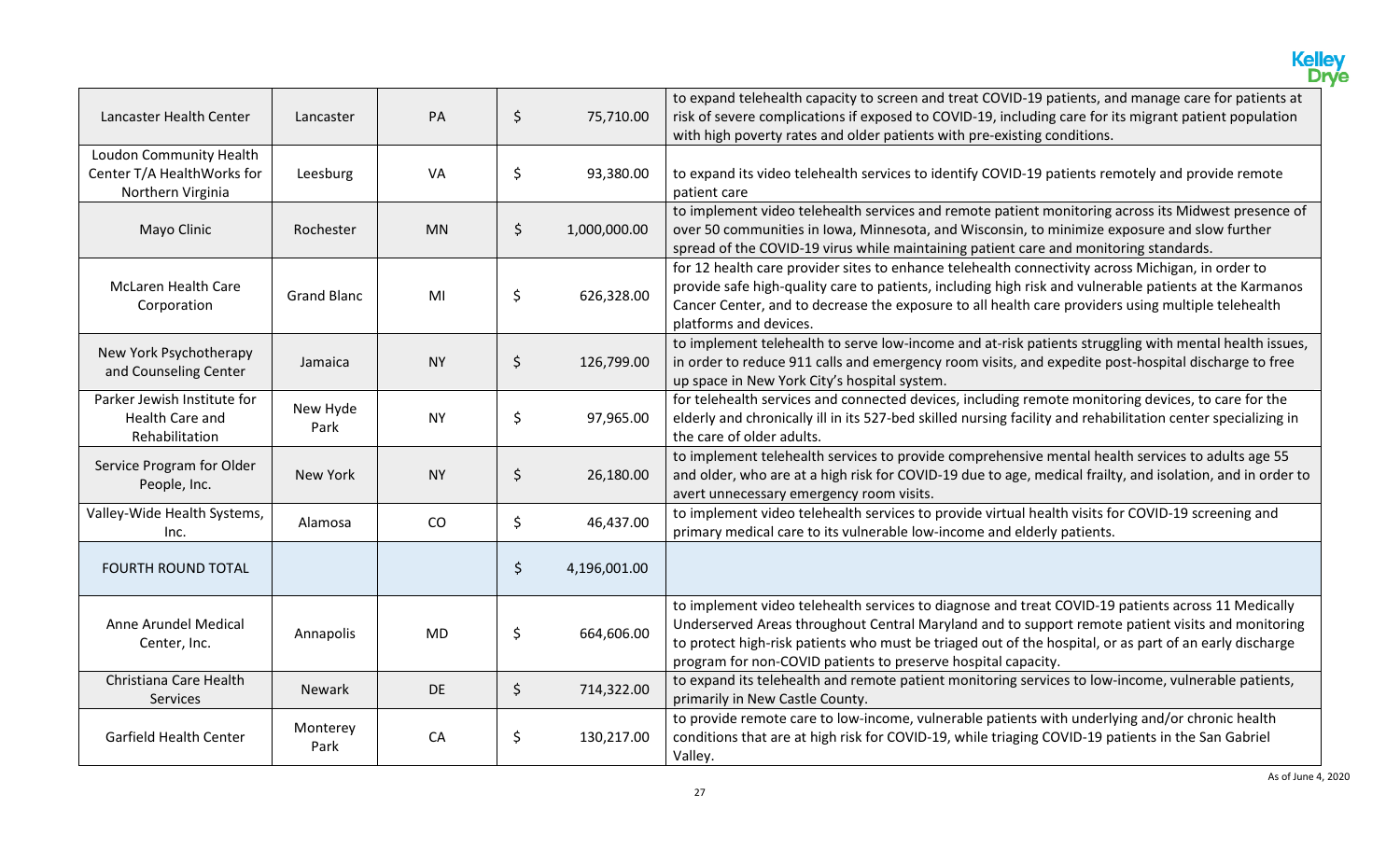| | | | | |
|---|---|---|---|---|
| Lancaster Health Center | Lancaster | PA | $ 75,710.00 | to expand telehealth capacity to screen and treat COVID-19 patients, and manage care for patients at risk of severe complications if exposed to COVID-19, including care for its migrant patient population with high poverty rates and older patients with pre-existing conditions. |
| Loudon Community Health Center T/A HealthWorks for Northern Virginia | Leesburg | VA | $ 93,380.00 | to expand its video telehealth services to identify COVID-19 patients remotely and provide remote patient care |
| Mayo Clinic | Rochester | MN | $ 1,000,000.00 | to implement video telehealth services and remote patient monitoring across its Midwest presence of over 50 communities in Iowa, Minnesota, and Wisconsin, to minimize exposure and slow further spread of the COVID-19 virus while maintaining patient care and monitoring standards. |
| McLaren Health Care Corporation | Grand Blanc | MI | $ 626,328.00 | for 12 health care provider sites to enhance telehealth connectivity across Michigan, in order to provide safe high-quality care to patients, including high risk and vulnerable patients at the Karmanos Cancer Center, and to decrease the exposure to all health care providers using multiple telehealth platforms and devices. |
| New York Psychotherapy and Counseling Center | Jamaica | NY | $ 126,799.00 | to implement telehealth to serve low-income and at-risk patients struggling with mental health issues, in order to reduce 911 calls and emergency room visits, and expedite post-hospital discharge to free up space in New York City's hospital system. |
| Parker Jewish Institute for Health Care and Rehabilitation | New Hyde Park | NY | $ 97,965.00 | for telehealth services and connected devices, including remote monitoring devices, to care for the elderly and chronically ill in its 527-bed skilled nursing facility and rehabilitation center specializing in the care of older adults. |
| Service Program for Older People, Inc. | New York | NY | $ 26,180.00 | to implement telehealth services to provide comprehensive mental health services to adults age 55 and older, who are at a high risk for COVID-19 due to age, medical frailty, and isolation, and in order to avert unnecessary emergency room visits. |
| Valley-Wide Health Systems, Inc. | Alamosa | CO | $ 46,437.00 | to implement video telehealth services to provide virtual health visits for COVID-19 screening and primary medical care to its vulnerable low-income and elderly patients. |
| FOURTH ROUND TOTAL | | | $ 4,196,001.00 | |
| Anne Arundel Medical Center, Inc. | Annapolis | MD | $ 664,606.00 | to implement video telehealth services to diagnose and treat COVID-19 patients across 11 Medically Underserved Areas throughout Central Maryland and to support remote patient visits and monitoring to protect high-risk patients who must be triaged out of the hospital, or as part of an early discharge program for non-COVID patients to preserve hospital capacity. |
| Christiana Care Health Services | Newark | DE | $ 714,322.00 | to expand its telehealth and remote patient monitoring services to low-income, vulnerable patients, primarily in New Castle County. |
| Garfield Health Center | Monterey Park | CA | $ 130,217.00 | to provide remote care to low-income, vulnerable patients with underlying and/or chronic health conditions that are at high risk for COVID-19, while triaging COVID-19 patients in the San Gabriel Valley. |

As of June 4, 2020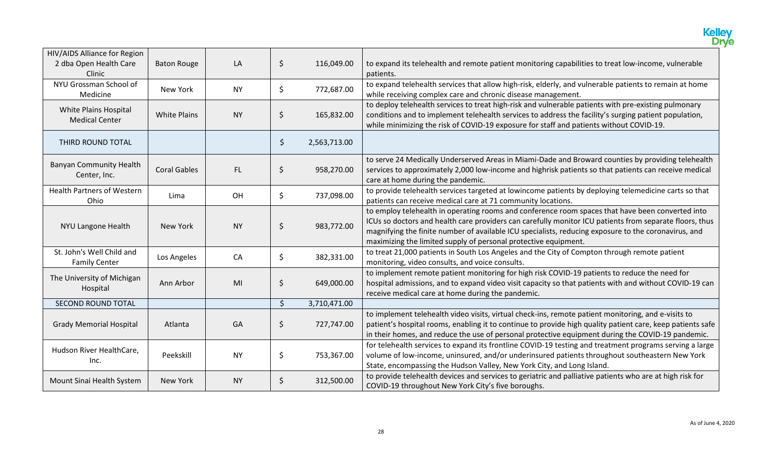| | | | | |
|---|---|---|---|---|
| HIV/AIDS Alliance for Region 2 dba Open Health Care Clinic | Baton Rouge | LA | $ 116,049.00 | to expand its telehealth and remote patient monitoring capabilities to treat low-income, vulnerable patients. |
| NYU Grossman School of Medicine | New York | NY | $ 772,687.00 | to expand telehealth services that allow high-risk, elderly, and vulnerable patients to remain at home while receiving complex care and chronic disease management. |
| White Plains Hospital Medical Center | White Plains | NY | $ 165,832.00 | to deploy telehealth services to treat high-risk and vulnerable patients with pre-existing pulmonary conditions and to implement telehealth services to address the facility's surging patient population, while minimizing the risk of COVID-19 exposure for staff and patients without COVID-19. |
| THIRD ROUND TOTAL | | | $ 2,563,713.00 | |
| Banyan Community Health Center, Inc. | Coral Gables | FL | $ 958,270.00 | to serve 24 Medically Underserved Areas in Miami-Dade and Broward counties by providing telehealth services to approximately 2,000 low-income and highrisk patients so that patients can receive medical care at home during the pandemic. |
| Health Partners of Western Ohio | Lima | OH | $ 737,098.00 | to provide telehealth services targeted at lowincome patients by deploying telemedicine carts so that patients can receive medical care at 71 community locations. |
| NYU Langone Health | New York | NY | $ 983,772.00 | to employ telehealth in operating rooms and conference room spaces that have been converted into ICUs so doctors and health care providers can carefully monitor ICU patients from separate floors, thus magnifying the finite number of available ICU specialists, reducing exposure to the coronavirus, and maximizing the limited supply of personal protective equipment. |
| St. John's Well Child and Family Center | Los Angeles | CA | $ 382,331.00 | to treat 21,000 patients in South Los Angeles and the City of Compton through remote patient monitoring, video consults, and voice consults. |
| The University of Michigan Hospital | Ann Arbor | MI | $ 649,000.00 | to implement remote patient monitoring for high risk COVID-19 patients to reduce the need for hospital admissions, and to expand video visit capacity so that patients with and without COVID-19 can receive medical care at home during the pandemic. |
| SECOND ROUND TOTAL | | | $ 3,710,471.00 | |
| Grady Memorial Hospital | Atlanta | GA | $ 727,747.00 | to implement telehealth video visits, virtual check-ins, remote patient monitoring, and e-visits to patient's hospital rooms, enabling it to continue to provide high quality patient care, keep patients safe in their homes, and reduce the use of personal protective equipment during the COVID-19 pandemic. |
| Hudson River HealthCare, Inc. | Peekskill | NY | $ 753,367.00 | for telehealth services to expand its frontline COVID-19 testing and treatment programs serving a large volume of low-income, uninsured, and/or underinsured patients throughout southeastern New York State, encompassing the Hudson Valley, New York City, and Long Island. |
| Mount Sinai Health System | New York | NY | $ 312,500.00 | to provide telehealth devices and services to geriatric and palliative patients who are at high risk for COVID-19 throughout New York City's five boroughs. |

As of June 4, 2020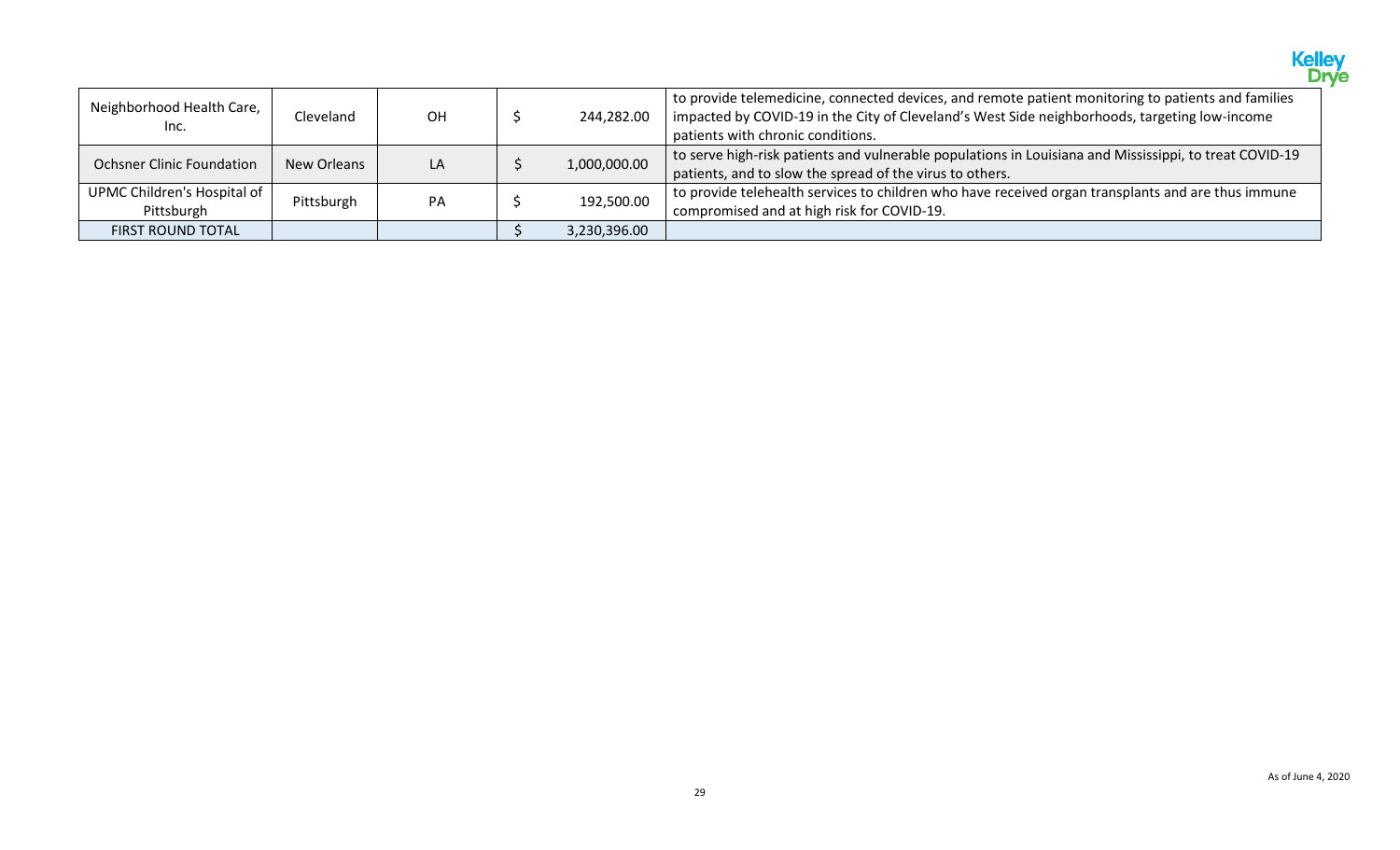| | | | | | |
|---|---|---|---|---|---|
| Neighborhood Health Care, Inc. | Cleveland | OH | $ | 244,282.00 | to provide telemedicine, connected devices, and remote patient monitoring to patients and families impacted by COVID-19 in the City of Cleveland's West Side neighborhoods, targeting low-income patients with chronic conditions. |
| Ochsner Clinic Foundation | New Orleans | LA | $ | 1,000,000.00 | to serve high-risk patients and vulnerable populations in Louisiana and Mississippi, to treat COVID-19 patients, and to slow the spread of the virus to others. |
| UPMC Children's Hospital of Pittsburgh | Pittsburgh | PA | $ | 192,500.00 | to provide telehealth services to children who have received organ transplants and are thus immune compromised and at high risk for COVID-19. |
| FIRST ROUND TOTAL | | | $ | 3,230,396.00 | |

As of June 4, 2020